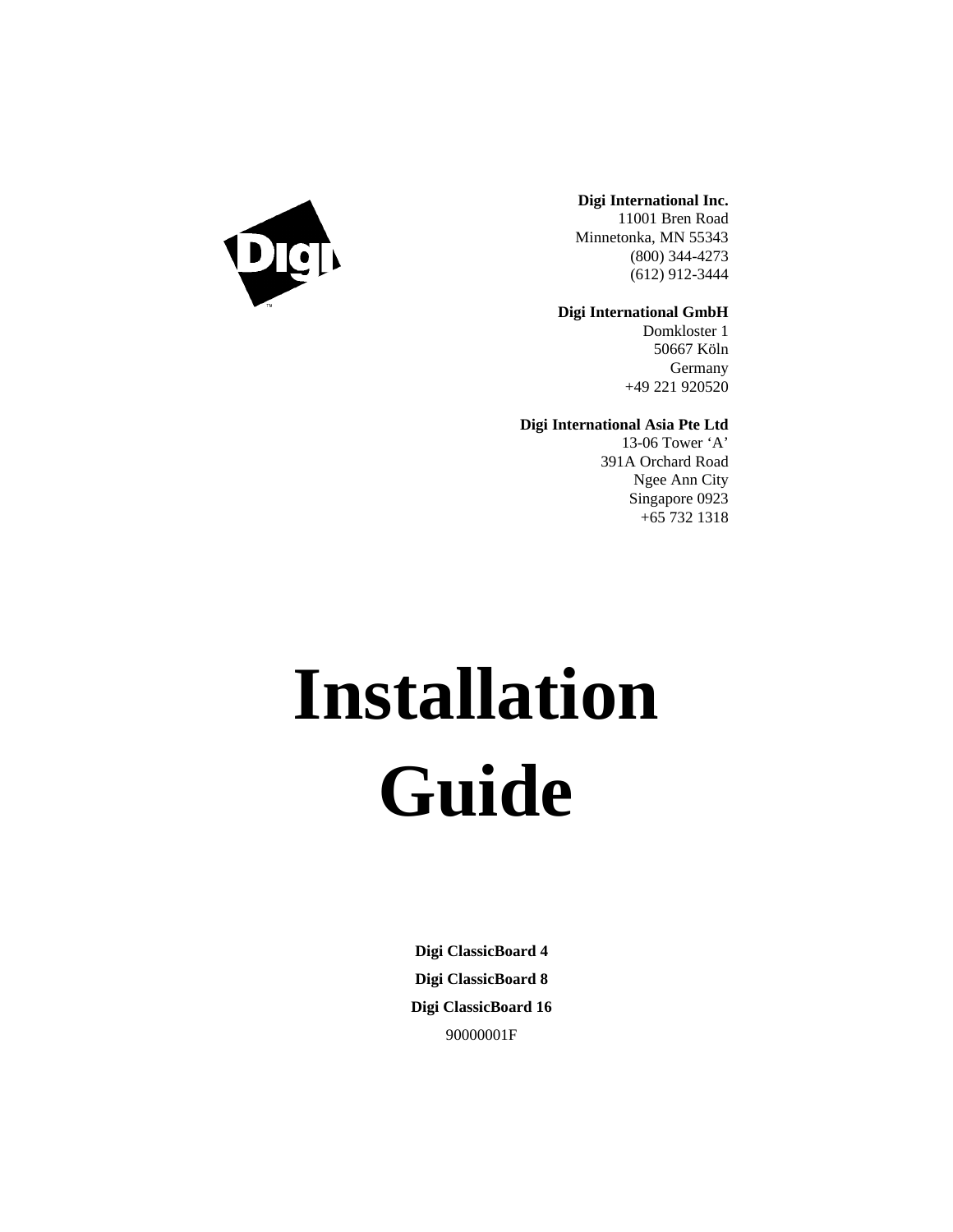**Digi International Inc.**
11001 Bren Road
Minnetonka, MN 55343
(800) 344-4273
(612) 912-3444

**Digi International GmbH**
Domkloster 1
50667 Köln
Germany
+49 221 920520

**Digi International Asia Pte Ltd**
13-06 Tower 'A'
391A Orchard Road
Ngee Ann City
Singapore 0923
+65 732 1318

# Installation Guide

**Digi ClassicBoard 4**

**Digi ClassicBoard 8**

**Digi ClassicBoard 16**

90000001F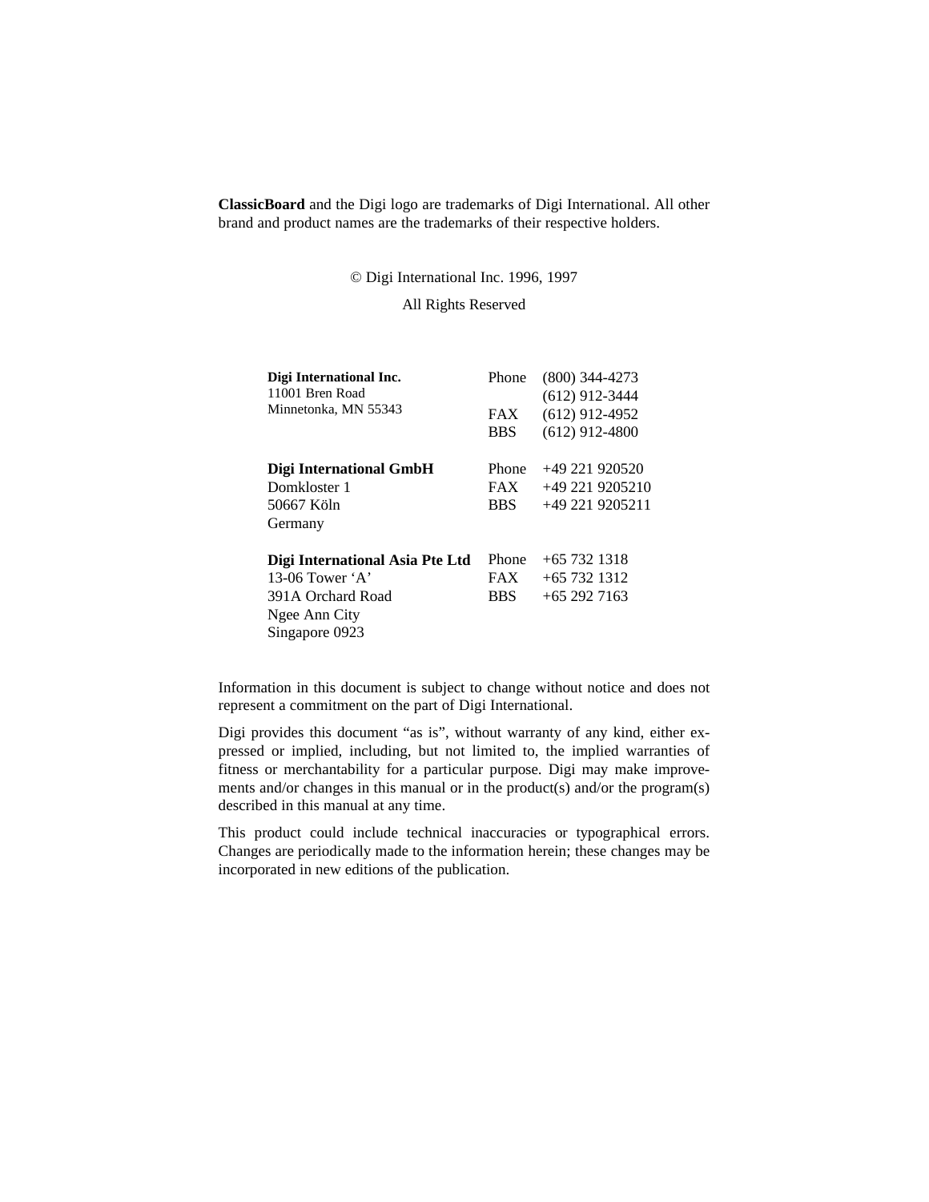**ClassicBoard** and the Digi logo are trademarks of Digi International. All other brand and product names are the trademarks of their respective holders.

© Digi International Inc. 1996, 1997

All Rights Reserved

| | | |
|---|---|---|
| **Digi International Inc.**<br>11001 Bren Road<br>Minnetonka, MN 55343 | Phone<br><br>FAX<br>BBS | (800) 344-4273<br>(612) 912-3444<br>(612) 912-4952<br>(612) 912-4800 |
| **Digi International GmbH**<br>Domkloster 1<br>50667 Köln<br>Germany | Phone<br>FAX<br>BBS | +49 221 920520<br>+49 221 9205210<br>+49 221 9205211 |
| **Digi International Asia Pte Ltd**<br>13-06 Tower 'A'<br>391A Orchard Road<br>Ngee Ann City<br>Singapore 0923 | Phone<br>FAX<br>BBS | +65 732 1318<br>+65 732 1312<br>+65 292 7163 |

Information in this document is subject to change without notice and does not represent a commitment on the part of Digi International.

Digi provides this document "as is", without warranty of any kind, either expressed or implied, including, but not limited to, the implied warranties of fitness or merchantability for a particular purpose. Digi may make improvements and/or changes in this manual or in the product(s) and/or the program(s) described in this manual at any time.

This product could include technical inaccuracies or typographical errors. Changes are periodically made to the information herein; these changes may be incorporated in new editions of the publication.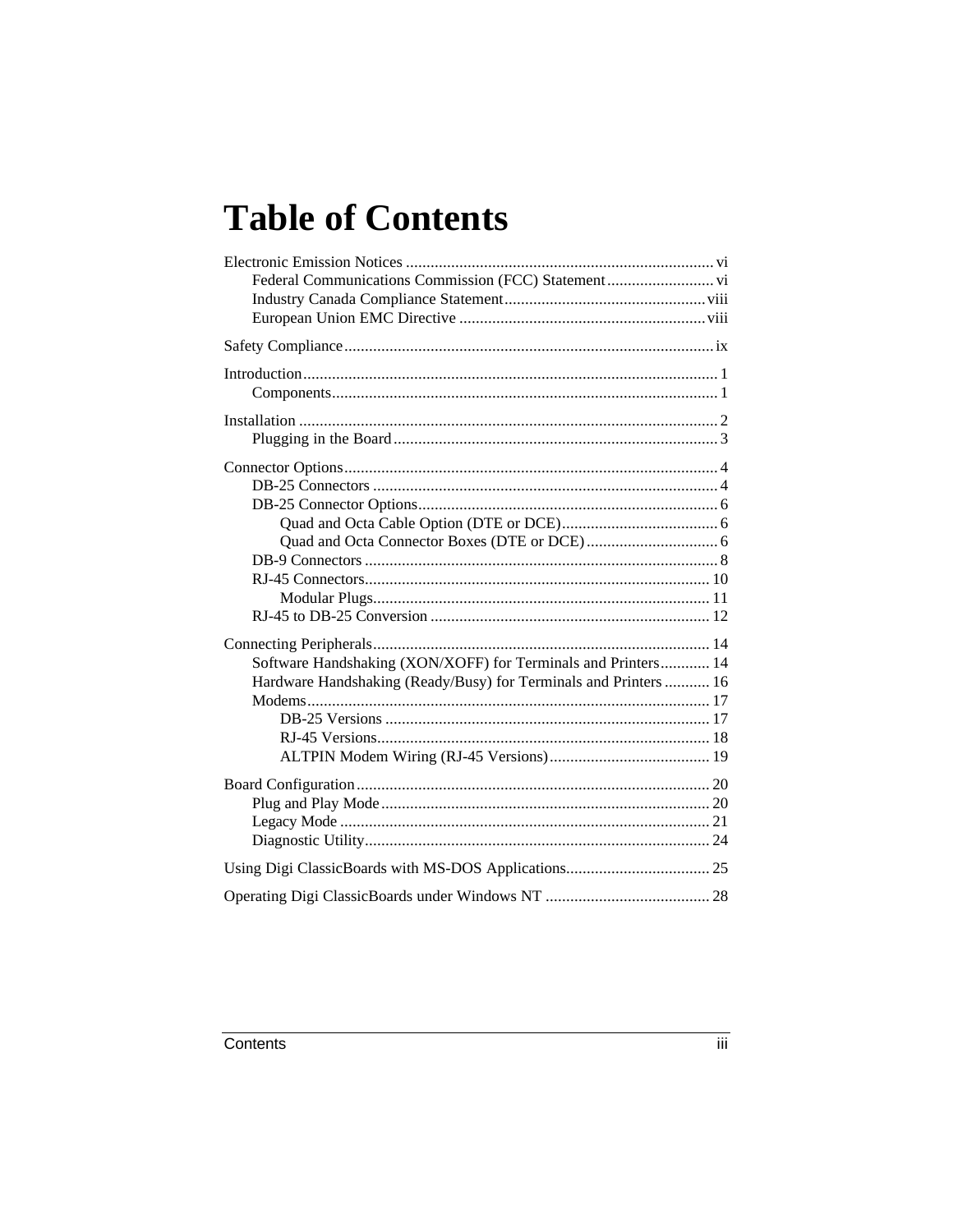# Table of Contents

Electronic Emission Notices .......................................................................... vi
- Federal Communications Commission (FCC) Statement .......................... vi
- Industry Canada Compliance Statement ................................................. viii
- European Union EMC Directive ............................................................ viii

Safety Compliance ........................................................................................ ix

Introduction ...................................................................................................... 1
- Components ............................................................................................. 1

Installation ........................................................................................................ 2
- Plugging in the Board ............................................................................... 3

Connector Options ........................................................................................... 4
- DB-25 Connectors .................................................................................... 4
- DB-25 Connector Options ......................................................................... 6
  - Quad and Octa Cable Option (DTE or DCE) ...................................... 6
  - Quad and Octa Connector Boxes (DTE or DCE) ................................ 6
- DB-9 Connectors ...................................................................................... 8
- RJ-45 Connectors .................................................................................... 10
  - Modular Plugs .................................................................................. 11
- RJ-45 to DB-25 Conversion .................................................................... 12

Connecting Peripherals .................................................................................. 14
- Software Handshaking (XON/XOFF) for Terminals and Printers ............ 14
- Hardware Handshaking (Ready/Busy) for Terminals and Printers ........... 16
- Modems .................................................................................................. 17
  - DB-25 Versions ............................................................................... 17
  - RJ-45 Versions ................................................................................ 18
  - ALTPIN Modem Wiring (RJ-45 Versions) ....................................... 19

Board Configuration ...................................................................................... 20
- Plug and Play Mode ................................................................................ 20
- Legacy Mode .......................................................................................... 21
- Diagnostic Utility .................................................................................... 24

Using Digi ClassicBoards with MS-DOS Applications ................................... 25

Operating Digi ClassicBoards under Windows NT ........................................ 28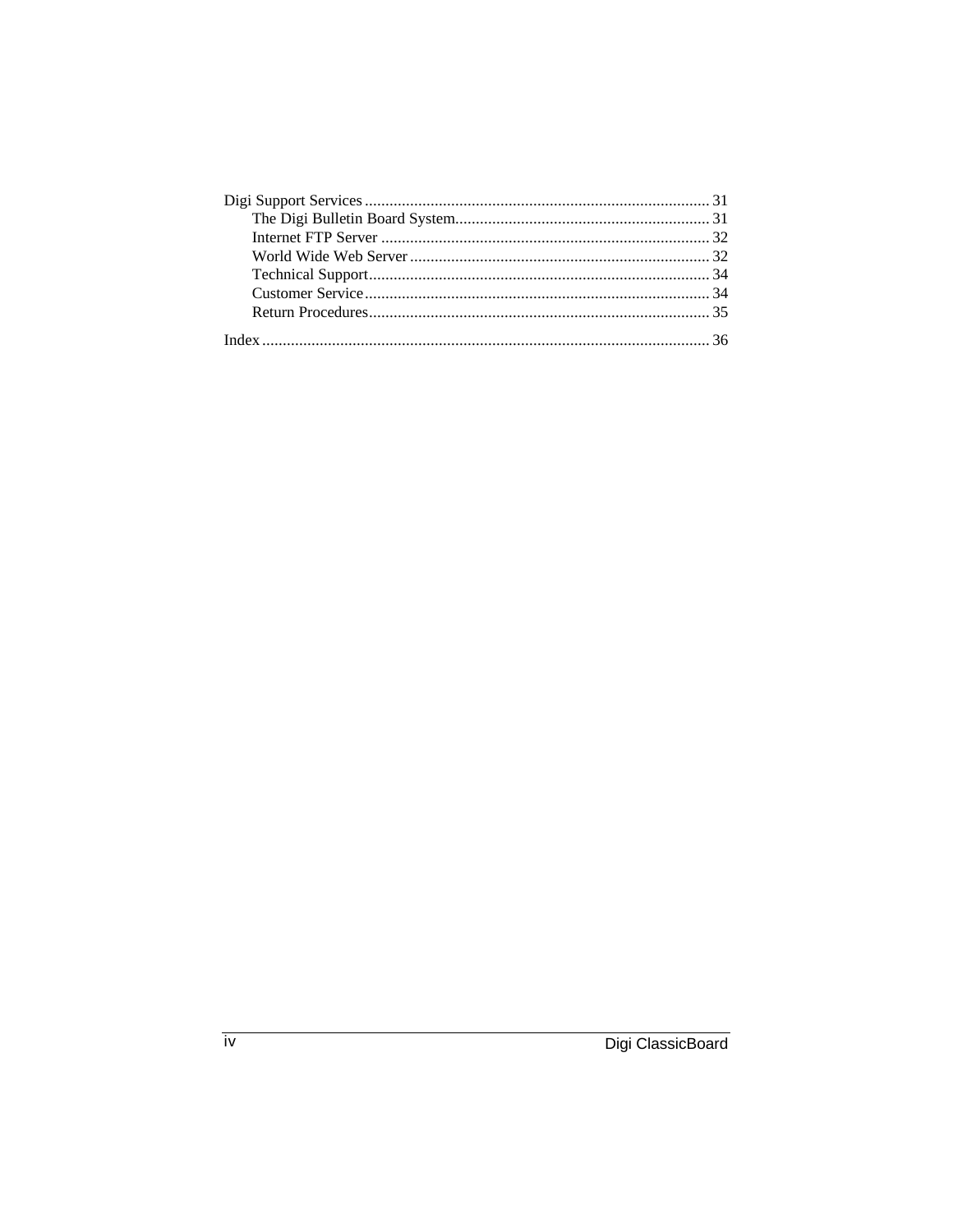Digi Support Services .................................................................................... 31
- The Digi Bulletin Board System.............................................................. 31
- Internet FTP Server ................................................................................ 32
- World Wide Web Server ......................................................................... 32
- Technical Support.................................................................................. 34
- Customer Service ................................................................................... 34
- Return Procedures.................................................................................. 35

Index ............................................................................................................ 36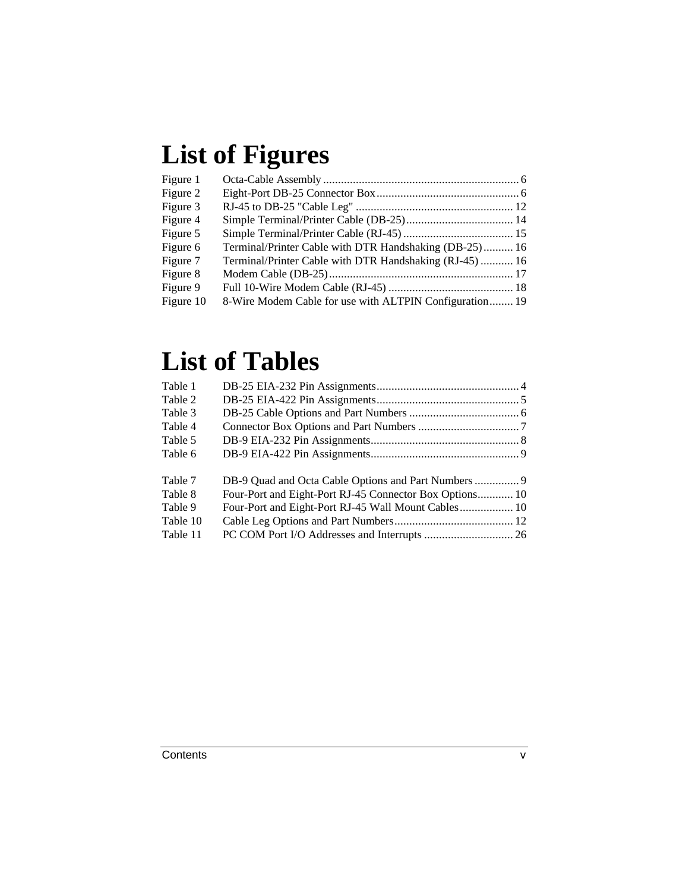# List of Figures

| | | |
|---|---|---|
| Figure 1 | Octa-Cable Assembly | 6 |
| Figure 2 | Eight-Port DB-25 Connector Box | 6 |
| Figure 3 | RJ-45 to DB-25 "Cable Leg" | 12 |
| Figure 4 | Simple Terminal/Printer Cable (DB-25) | 14 |
| Figure 5 | Simple Terminal/Printer Cable (RJ-45) | 15 |
| Figure 6 | Terminal/Printer Cable with DTR Handshaking (DB-25) | 16 |
| Figure 7 | Terminal/Printer Cable with DTR Handshaking (RJ-45) | 16 |
| Figure 8 | Modem Cable (DB-25) | 17 |
| Figure 9 | Full 10-Wire Modem Cable (RJ-45) | 18 |
| Figure 10 | 8-Wire Modem Cable for use with ALTPIN Configuration | 19 |

# List of Tables

| | | |
|---|---|---|
| Table 1 | DB-25 EIA-232 Pin Assignments | 4 |
| Table 2 | DB-25 EIA-422 Pin Assignments | 5 |
| Table 3 | DB-25 Cable Options and Part Numbers | 6 |
| Table 4 | Connector Box Options and Part Numbers | 7 |
| Table 5 | DB-9 EIA-232 Pin Assignments | 8 |
| Table 6 | DB-9 EIA-422 Pin Assignments | 9 |
| Table 7 | DB-9 Quad and Octa Cable Options and Part Numbers | 9 |
| Table 8 | Four-Port and Eight-Port RJ-45 Connector Box Options | 10 |
| Table 9 | Four-Port and Eight-Port RJ-45 Wall Mount Cables | 10 |
| Table 10 | Cable Leg Options and Part Numbers | 12 |
| Table 11 | PC COM Port I/O Addresses and Interrupts | 26 |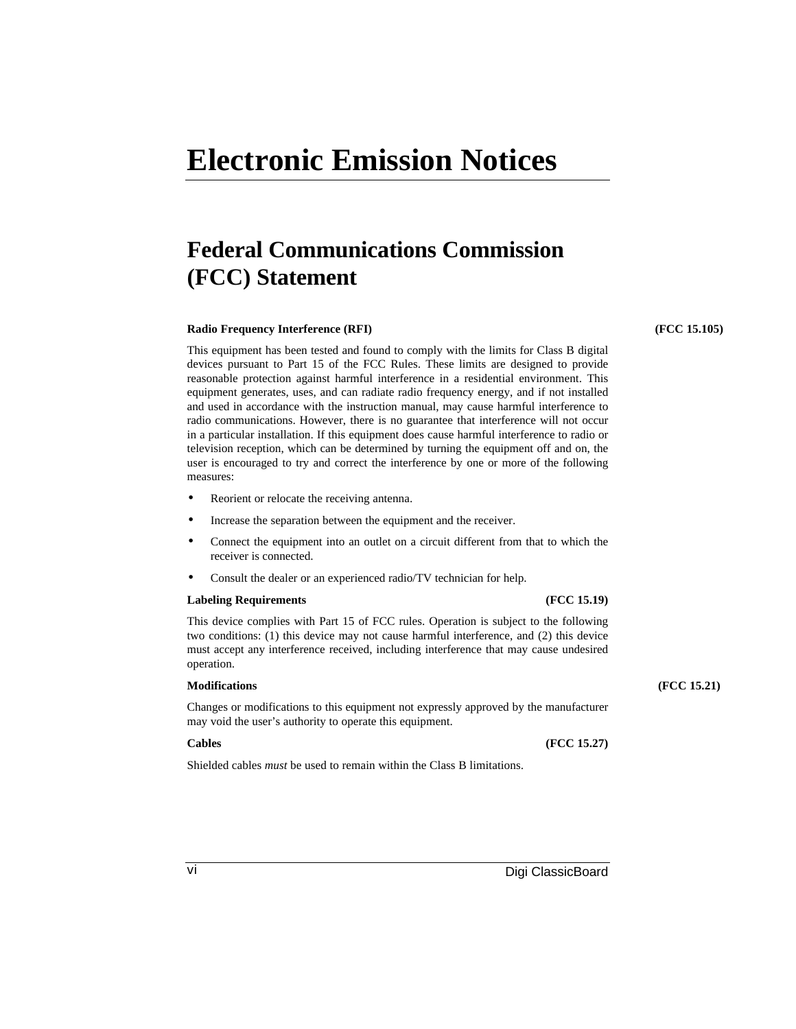# Electronic Emission Notices

## Federal Communications Commission (FCC) Statement

**Radio Frequency Interference (RFI)** **(FCC 15.105)**

This equipment has been tested and found to comply with the limits for Class B digital devices pursuant to Part 15 of the FCC Rules. These limits are designed to provide reasonable protection against harmful interference in a residential environment. This equipment generates, uses, and can radiate radio frequency energy, and if not installed and used in accordance with the instruction manual, may cause harmful interference to radio communications. However, there is no guarantee that interference will not occur in a particular installation. If this equipment does cause harmful interference to radio or television reception, which can be determined by turning the equipment off and on, the user is encouraged to try and correct the interference by one or more of the following measures:

- Reorient or relocate the receiving antenna.
- Increase the separation between the equipment and the receiver.
- Connect the equipment into an outlet on a circuit different from that to which the receiver is connected.
- Consult the dealer or an experienced radio/TV technician for help.

**Labeling Requirements** **(FCC 15.19)**

This device complies with Part 15 of FCC rules. Operation is subject to the following two conditions: (1) this device may not cause harmful interference, and (2) this device must accept any interference received, including interference that may cause undesired operation.

**Modifications** **(FCC 15.21)**

Changes or modifications to this equipment not expressly approved by the manufacturer may void the user's authority to operate this equipment.

**Cables** **(FCC 15.27)**

Shielded cables *must* be used to remain within the Class B limitations.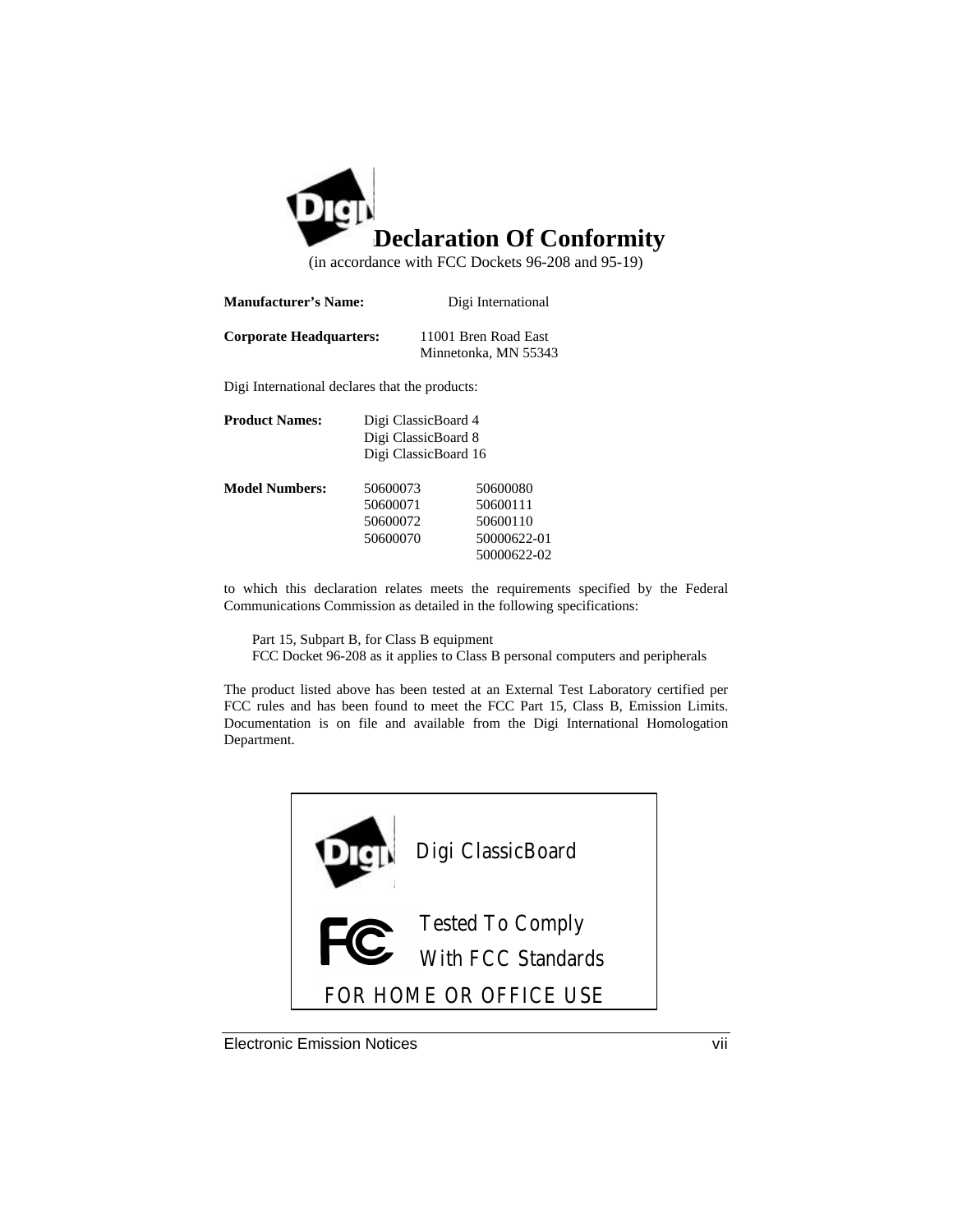# Declaration Of Conformity

(in accordance with FCC Dockets 96-208 and 95-19)

**Manufacturer's Name:** Digi International

**Corporate Headquarters:** 11001 Bren Road East
Minnetonka, MN 55343

Digi International declares that the products:

**Product Names:** Digi ClassicBoard 4
Digi ClassicBoard 8
Digi ClassicBoard 16

| **Model Numbers:** | | |
|---|---|---|
| | 50600073 | 50600080 |
| | 50600071 | 50600111 |
| | 50600072 | 50600110 |
| | 50600070 | 50000622-01 |
| | | 50000622-02 |

to which this declaration relates meets the requirements specified by the Federal Communications Commission as detailed in the following specifications:

Part 15, Subpart B, for Class B equipment
FCC Docket 96-208 as it applies to Class B personal computers and peripherals

The product listed above has been tested at an External Test Laboratory certified per FCC rules and has been found to meet the FCC Part 15, Class B, Emission Limits. Documentation is on file and available from the Digi International Homologation Department.

Digi ClassicBoard

Tested To Comply
With FCC Standards

FOR HOME OR OFFICE USE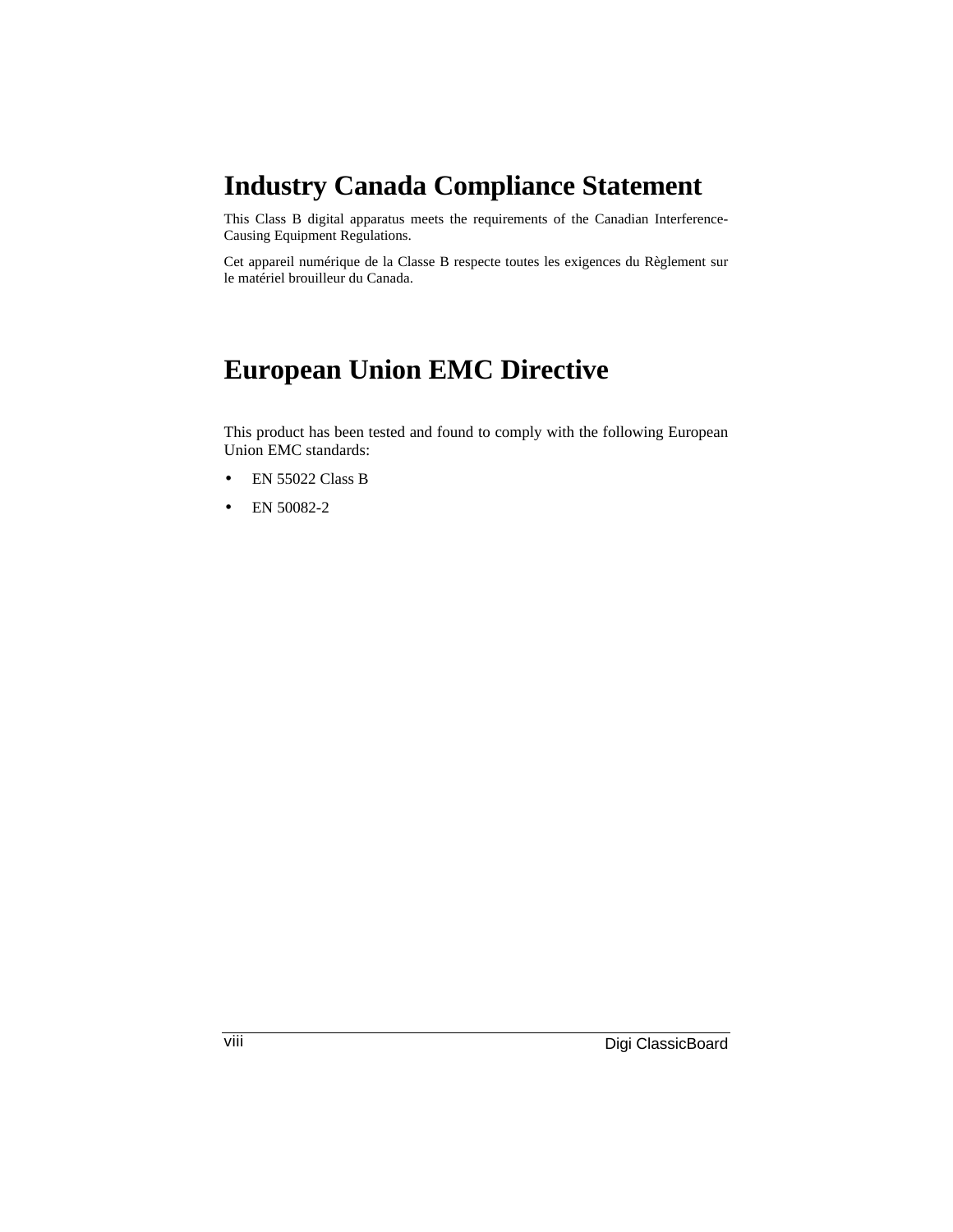# Industry Canada Compliance Statement

This Class B digital apparatus meets the requirements of the Canadian Interference-Causing Equipment Regulations.

Cet appareil numérique de la Classe B respecte toutes les exigences du Règlement sur le matériel brouilleur du Canada.

# European Union EMC Directive

This product has been tested and found to comply with the following European Union EMC standards:

- EN 55022 Class B
- EN 50082-2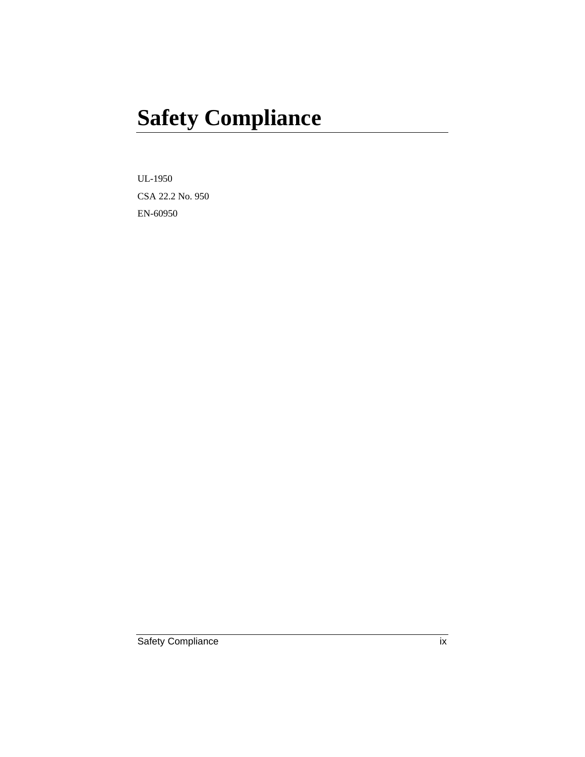# Safety Compliance

UL-1950

CSA 22.2 No. 950

EN-60950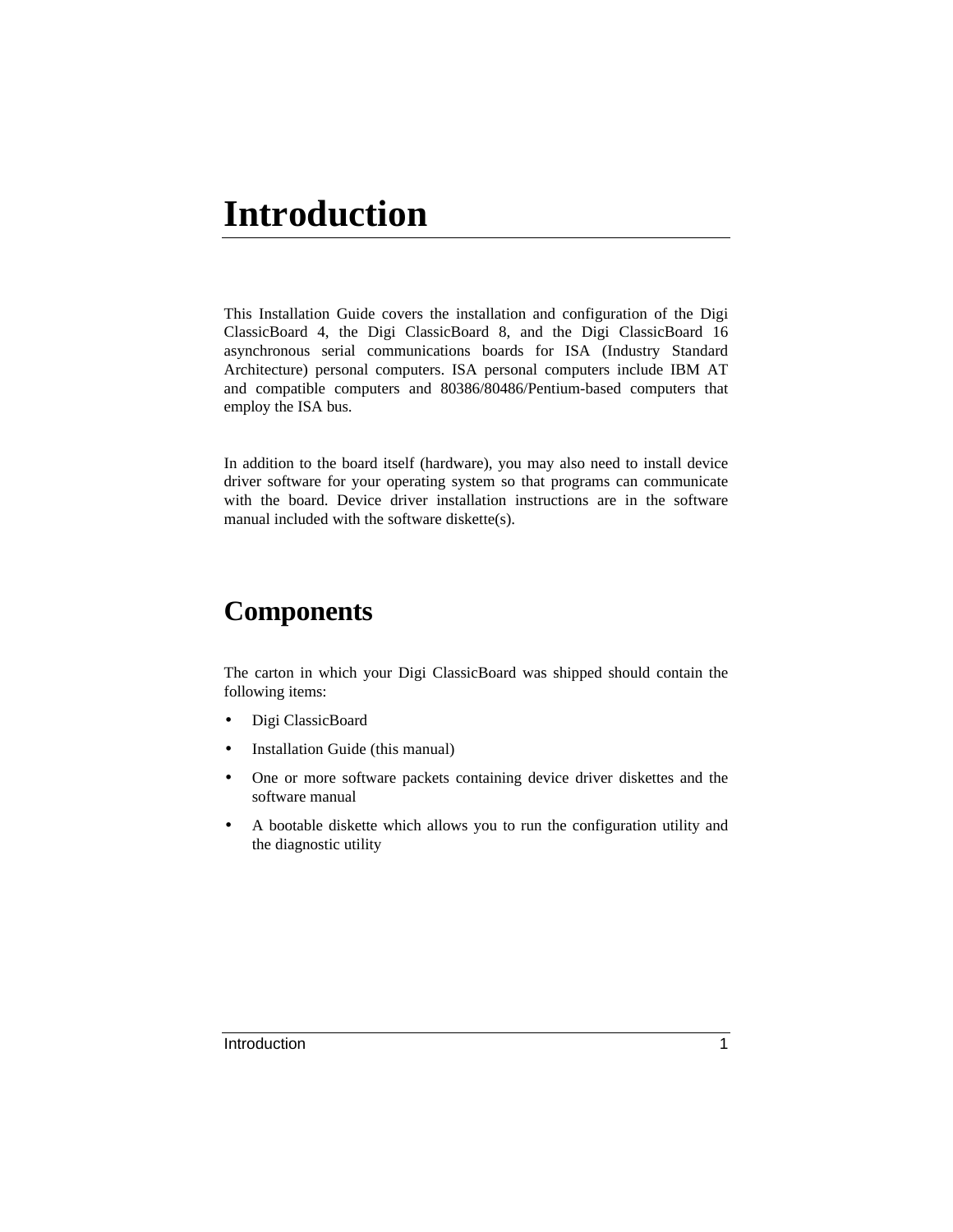# Introduction

This Installation Guide covers the installation and configuration of the Digi ClassicBoard 4, the Digi ClassicBoard 8, and the Digi ClassicBoard 16 asynchronous serial communications boards for ISA (Industry Standard Architecture) personal computers. ISA personal computers include IBM AT and compatible computers and 80386/80486/Pentium-based computers that employ the ISA bus.

In addition to the board itself (hardware), you may also need to install device driver software for your operating system so that programs can communicate with the board. Device driver installation instructions are in the software manual included with the software diskette(s).

## Components

The carton in which your Digi ClassicBoard was shipped should contain the following items:

- Digi ClassicBoard
- Installation Guide (this manual)
- One or more software packets containing device driver diskettes and the software manual
- A bootable diskette which allows you to run the configuration utility and the diagnostic utility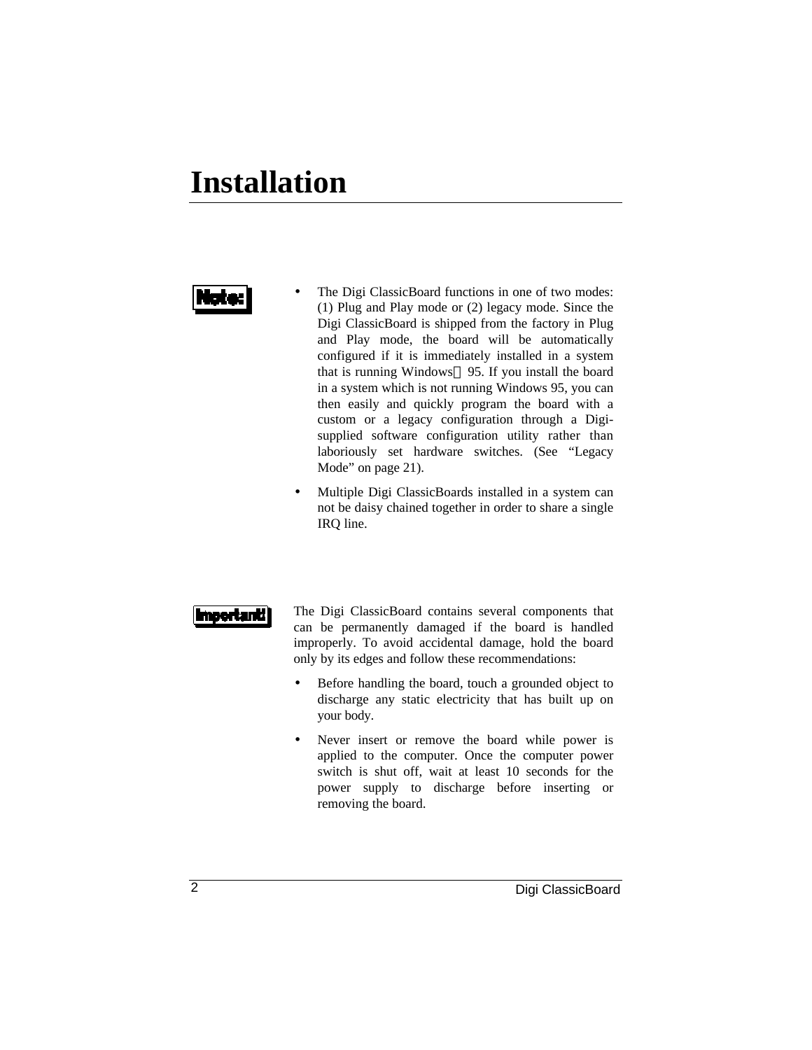# Installation

**Note:**

- The Digi ClassicBoard functions in one of two modes: (1) Plug and Play mode or (2) legacy mode. Since the Digi ClassicBoard is shipped from the factory in Plug and Play mode, the board will be automatically configured if it is immediately installed in a system that is running Windows® 95. If you install the board in a system which is not running Windows 95, you can then easily and quickly program the board with a custom or a legacy configuration through a Digi-supplied software configuration utility rather than laboriously set hardware switches. (See "Legacy Mode" on page 21).
- Multiple Digi ClassicBoards installed in a system can not be daisy chained together in order to share a single IRQ line.

**Important!**

The Digi ClassicBoard contains several components that can be permanently damaged if the board is handled improperly. To avoid accidental damage, hold the board only by its edges and follow these recommendations:

- Before handling the board, touch a grounded object to discharge any static electricity that has built up on your body.
- Never insert or remove the board while power is applied to the computer. Once the computer power switch is shut off, wait at least 10 seconds for the power supply to discharge before inserting or removing the board.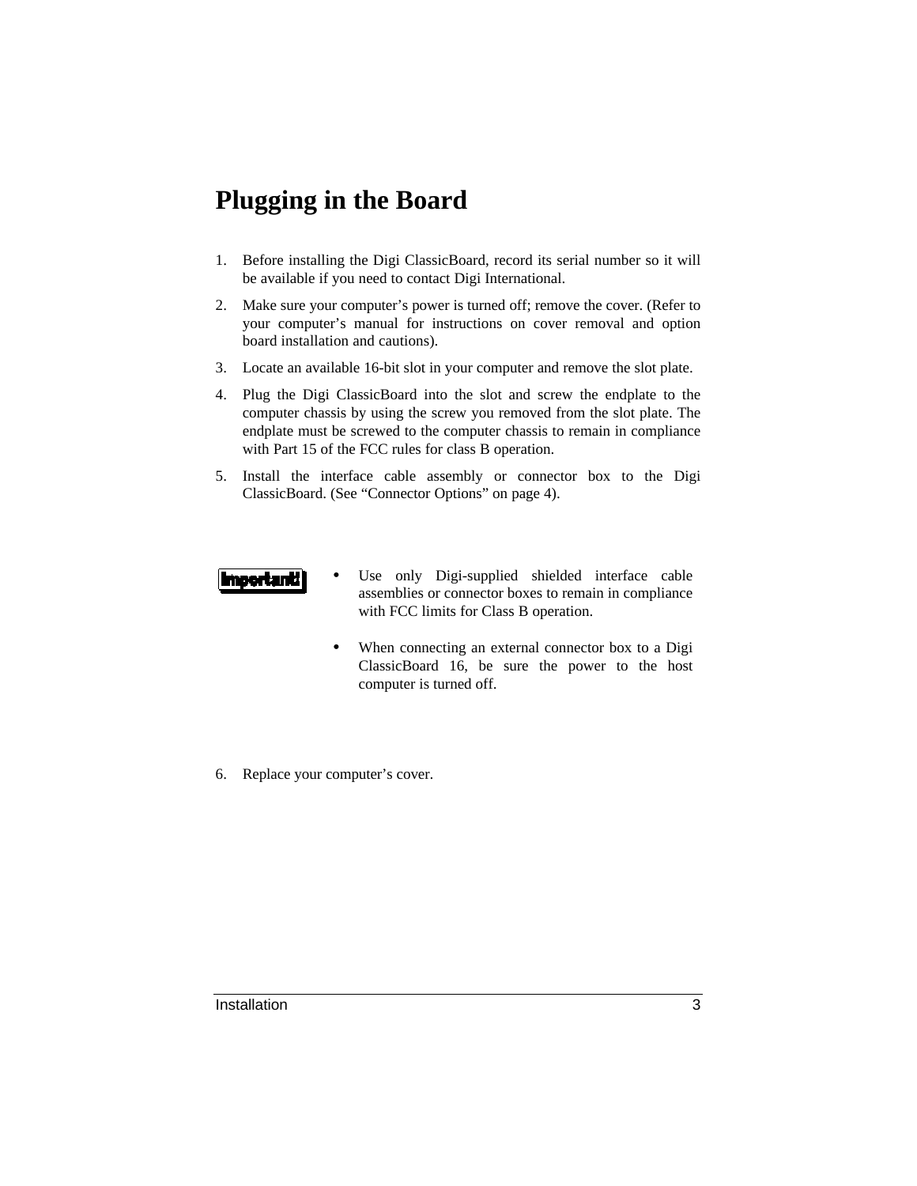# Plugging in the Board

1. Before installing the Digi ClassicBoard, record its serial number so it will be available if you need to contact Digi International.
2. Make sure your computer's power is turned off; remove the cover. (Refer to your computer's manual for instructions on cover removal and option board installation and cautions).
3. Locate an available 16-bit slot in your computer and remove the slot plate.
4. Plug the Digi ClassicBoard into the slot and screw the endplate to the computer chassis by using the screw you removed from the slot plate. The endplate must be screwed to the computer chassis to remain in compliance with Part 15 of the FCC rules for class B operation.
5. Install the interface cable assembly or connector box to the Digi ClassicBoard. (See "Connector Options" on page 4).

**Important!**

- Use only Digi-supplied shielded interface cable assemblies or connector boxes to remain in compliance with FCC limits for Class B operation.
- When connecting an external connector box to a Digi ClassicBoard 16, be sure the power to the host computer is turned off.

6. Replace your computer's cover.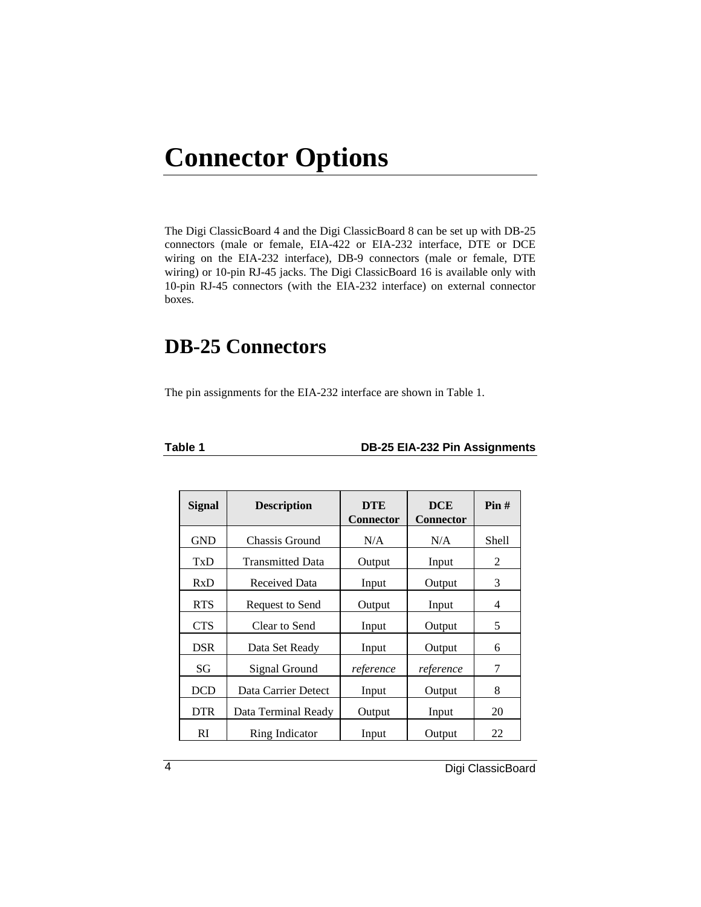# Connector Options

The Digi ClassicBoard 4 and the Digi ClassicBoard 8 can be set up with DB-25 connectors (male or female, EIA-422 or EIA-232 interface, DTE or DCE wiring on the EIA-232 interface), DB-9 connectors (male or female, DTE wiring) or 10-pin RJ-45 jacks. The Digi ClassicBoard 16 is available only with 10-pin RJ-45 connectors (with the EIA-232 interface) on external connector boxes.

## DB-25 Connectors

The pin assignments for the EIA-232 interface are shown in Table 1.

**Table 1 DB-25 EIA-232 Pin Assignments**

| Signal | Description | DTE Connector | DCE Connector | Pin # |
|---|---|---|---|---|
| GND | Chassis Ground | N/A | N/A | Shell |
| TxD | Transmitted Data | Output | Input | 2 |
| RxD | Received Data | Input | Output | 3 |
| RTS | Request to Send | Output | Input | 4 |
| CTS | Clear to Send | Input | Output | 5 |
| DSR | Data Set Ready | Input | Output | 6 |
| SG | Signal Ground | *reference* | *reference* | 7 |
| DCD | Data Carrier Detect | Input | Output | 8 |
| DTR | Data Terminal Ready | Output | Input | 20 |
| RI | Ring Indicator | Input | Output | 22 |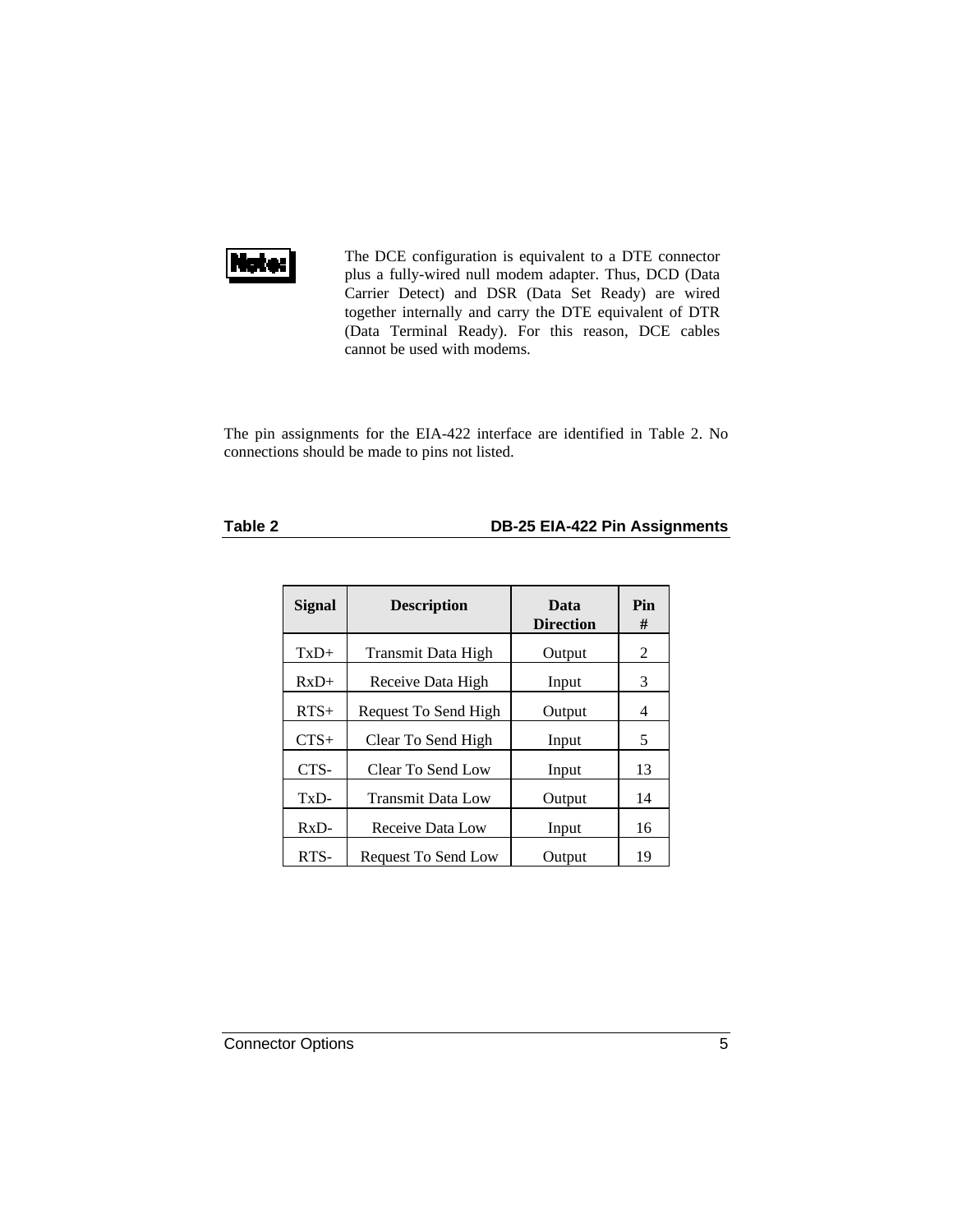**Note:**

The DCE configuration is equivalent to a DTE connector plus a fully-wired null modem adapter. Thus, DCD (Data Carrier Detect) and DSR (Data Set Ready) are wired together internally and carry the DTE equivalent of DTR (Data Terminal Ready). For this reason, DCE cables cannot be used with modems.

The pin assignments for the EIA-422 interface are identified in Table 2. No connections should be made to pins not listed.

**Table 2 — DB-25 EIA-422 Pin Assignments**

| Signal | Description | Data Direction | Pin # |
|---|---|---|---|
| TxD+ | Transmit Data High | Output | 2 |
| RxD+ | Receive Data High | Input | 3 |
| RTS+ | Request To Send High | Output | 4 |
| CTS+ | Clear To Send High | Input | 5 |
| CTS- | Clear To Send Low | Input | 13 |
| TxD- | Transmit Data Low | Output | 14 |
| RxD- | Receive Data Low | Input | 16 |
| RTS- | Request To Send Low | Output | 19 |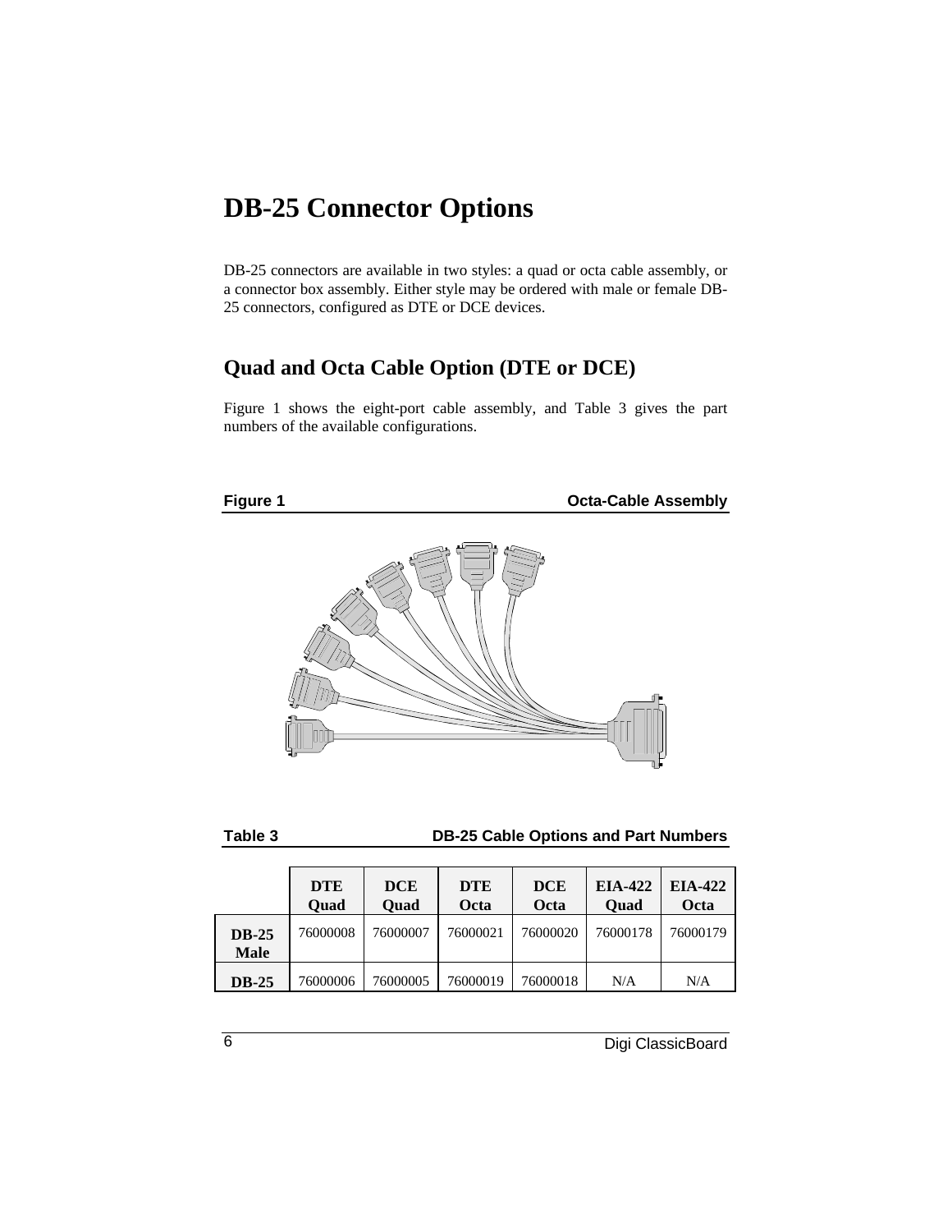# DB-25 Connector Options

DB-25 connectors are available in two styles: a quad or octa cable assembly, or a connector box assembly. Either style may be ordered with male or female DB-25 connectors, configured as DTE or DCE devices.

## Quad and Octa Cable Option (DTE or DCE)

Figure 1 shows the eight-port cable assembly, and Table 3 gives the part numbers of the available configurations.

**Figure 1** **Octa-Cable Assembly**

**Table 3** **DB-25 Cable Options and Part Numbers**

| | DTE Quad | DCE Quad | DTE Octa | DCE Octa | EIA-422 Quad | EIA-422 Octa |
|---|---|---|---|---|---|---|
| **DB-25 Male** | 76000008 | 76000007 | 76000021 | 76000020 | 76000178 | 76000179 |
| **DB-25** | 76000006 | 76000005 | 76000019 | 76000018 | N/A | N/A |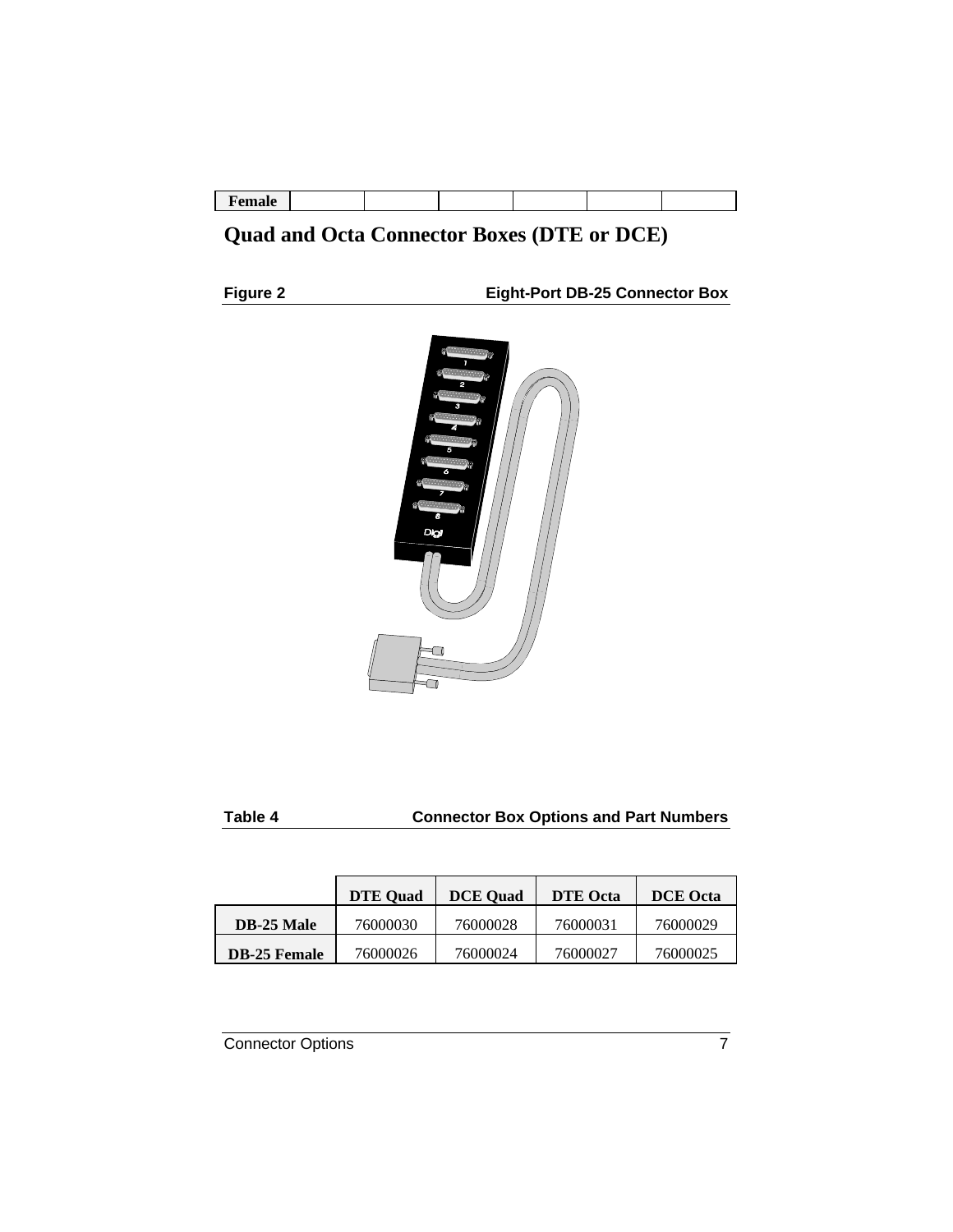| Female | | | | | | |
|---|---|---|---|---|---|---|

## Quad and Octa Connector Boxes (DTE or DCE)

**Figure 2** **Eight-Port DB-25 Connector Box**

**Table 4** **Connector Box Options and Part Numbers**

| | DTE Quad | DCE Quad | DTE Octa | DCE Octa |
|---|---|---|---|---|
| **DB-25 Male** | 76000030 | 76000028 | 76000031 | 76000029 |
| **DB-25 Female** | 76000026 | 76000024 | 76000027 | 76000025 |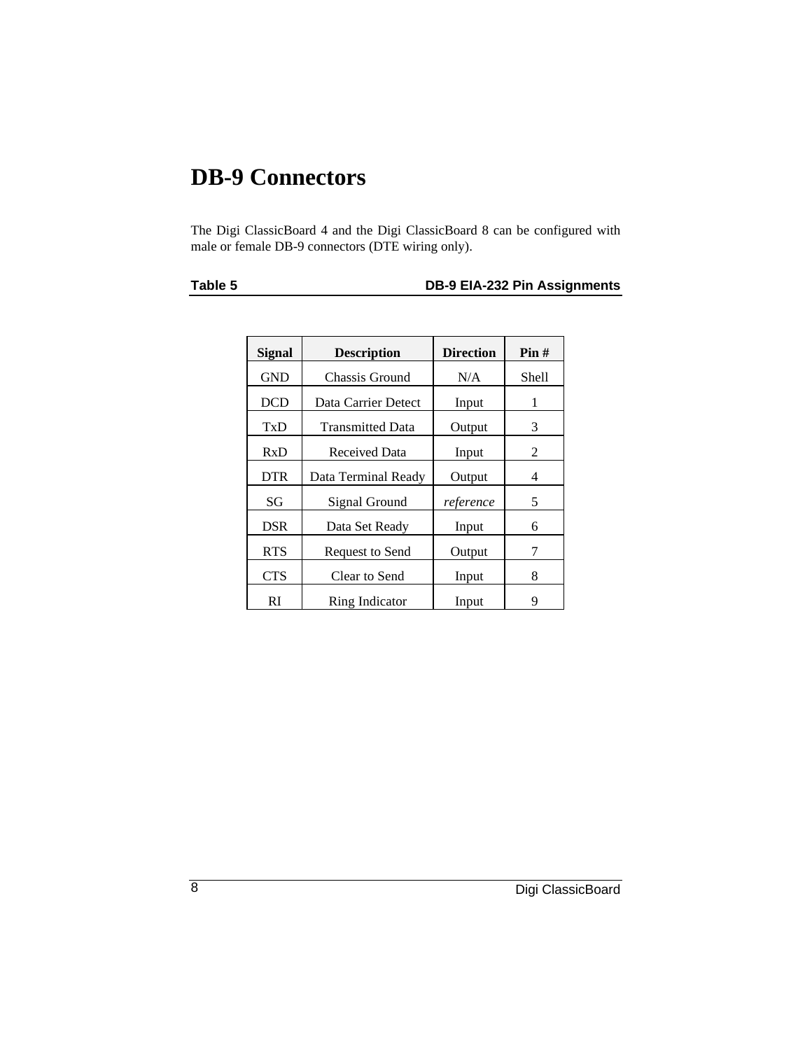# DB-9 Connectors

The Digi ClassicBoard 4 and the Digi ClassicBoard 8 can be configured with male or female DB-9 connectors (DTE wiring only).

**Table 5 DB-9 EIA-232 Pin Assignments**

| Signal | Description | Direction | Pin # |
|---|---|---|---|
| GND | Chassis Ground | N/A | Shell |
| DCD | Data Carrier Detect | Input | 1 |
| TxD | Transmitted Data | Output | 3 |
| RxD | Received Data | Input | 2 |
| DTR | Data Terminal Ready | Output | 4 |
| SG | Signal Ground | *reference* | 5 |
| DSR | Data Set Ready | Input | 6 |
| RTS | Request to Send | Output | 7 |
| CTS | Clear to Send | Input | 8 |
| RI | Ring Indicator | Input | 9 |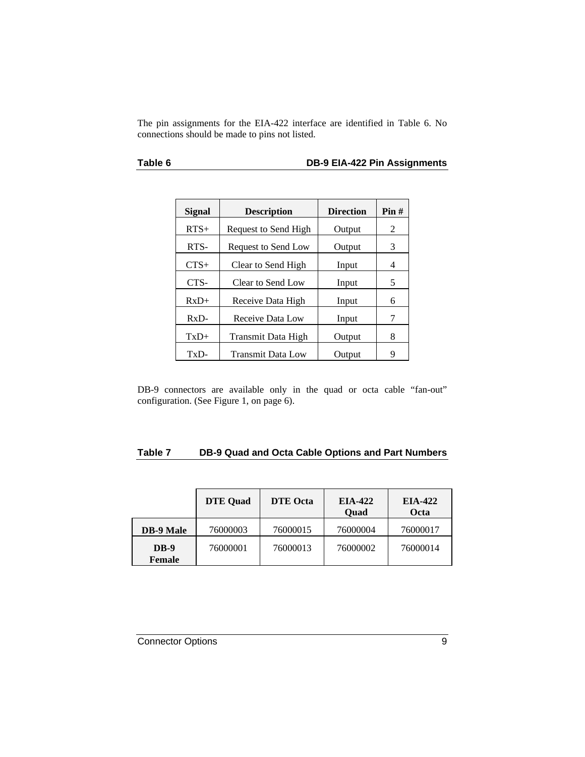The pin assignments for the EIA-422 interface are identified in Table 6. No connections should be made to pins not listed.

**Table 6 DB-9 EIA-422 Pin Assignments**

| Signal | Description | Direction | Pin # |
|---|---|---|---|
| RTS+ | Request to Send High | Output | 2 |
| RTS- | Request to Send Low | Output | 3 |
| CTS+ | Clear to Send High | Input | 4 |
| CTS- | Clear to Send Low | Input | 5 |
| RxD+ | Receive Data High | Input | 6 |
| RxD- | Receive Data Low | Input | 7 |
| TxD+ | Transmit Data High | Output | 8 |
| TxD- | Transmit Data Low | Output | 9 |

DB-9 connectors are available only in the quad or octa cable "fan-out" configuration. (See Figure 1, on page 6).

**Table 7 DB-9 Quad and Octa Cable Options and Part Numbers**

| | DTE Quad | DTE Octa | EIA-422 Quad | EIA-422 Octa |
|---|---|---|---|---|
| **DB-9 Male** | 76000003 | 76000015 | 76000004 | 76000017 |
| **DB-9 Female** | 76000001 | 76000013 | 76000002 | 76000014 |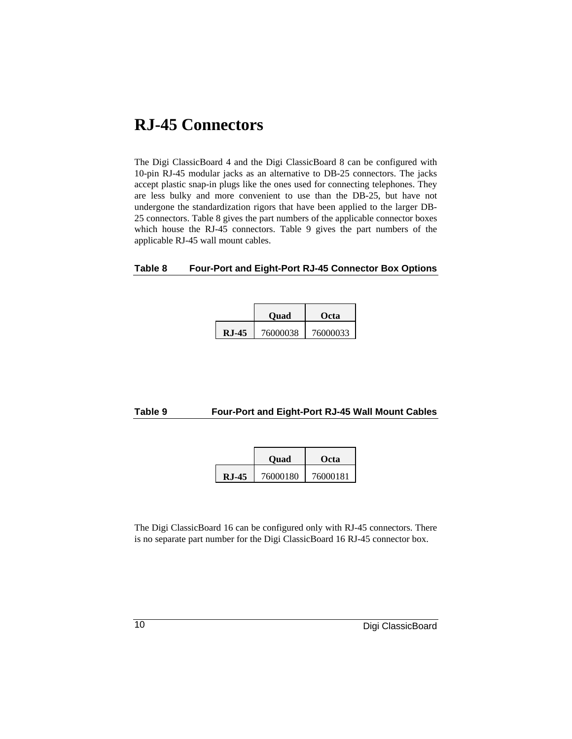# RJ-45 Connectors

The Digi ClassicBoard 4 and the Digi ClassicBoard 8 can be configured with 10-pin RJ-45 modular jacks as an alternative to DB-25 connectors. The jacks accept plastic snap-in plugs like the ones used for connecting telephones. They are less bulky and more convenient to use than the DB-25, but have not undergone the standardization rigors that have been applied to the larger DB-25 connectors. Table 8 gives the part numbers of the applicable connector boxes which house the RJ-45 connectors. Table 9 gives the part numbers of the applicable RJ-45 wall mount cables.

**Table 8 Four-Port and Eight-Port RJ-45 Connector Box Options**

| | Quad | Octa |
|---|---|---|
| **RJ-45** | 76000038 | 76000033 |

**Table 9 Four-Port and Eight-Port RJ-45 Wall Mount Cables**

| | Quad | Octa |
|---|---|---|
| **RJ-45** | 76000180 | 76000181 |

The Digi ClassicBoard 16 can be configured only with RJ-45 connectors. There is no separate part number for the Digi ClassicBoard 16 RJ-45 connector box.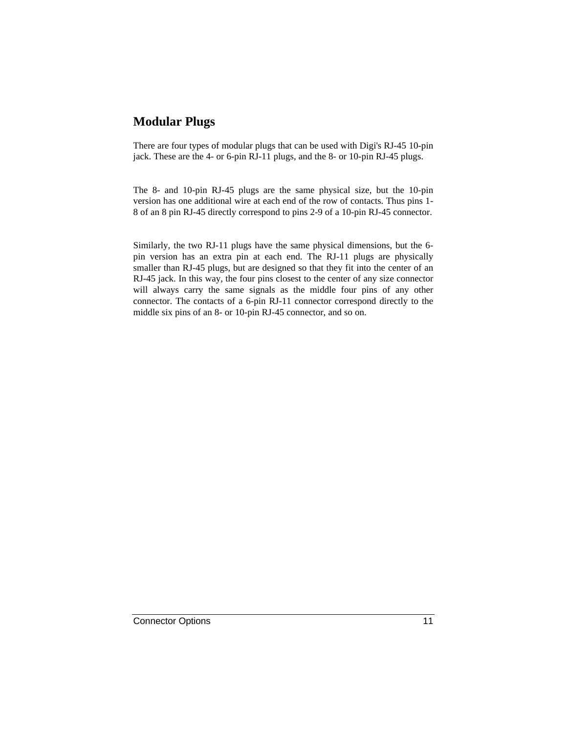## Modular Plugs

There are four types of modular plugs that can be used with Digi's RJ-45 10-pin jack. These are the 4- or 6-pin RJ-11 plugs, and the 8- or 10-pin RJ-45 plugs.

The 8- and 10-pin RJ-45 plugs are the same physical size, but the 10-pin version has one additional wire at each end of the row of contacts. Thus pins 1-8 of an 8 pin RJ-45 directly correspond to pins 2-9 of a 10-pin RJ-45 connector.

Similarly, the two RJ-11 plugs have the same physical dimensions, but the 6-pin version has an extra pin at each end. The RJ-11 plugs are physically smaller than RJ-45 plugs, but are designed so that they fit into the center of an RJ-45 jack. In this way, the four pins closest to the center of any size connector will always carry the same signals as the middle four pins of any other connector. The contacts of a 6-pin RJ-11 connector correspond directly to the middle six pins of an 8- or 10-pin RJ-45 connector, and so on.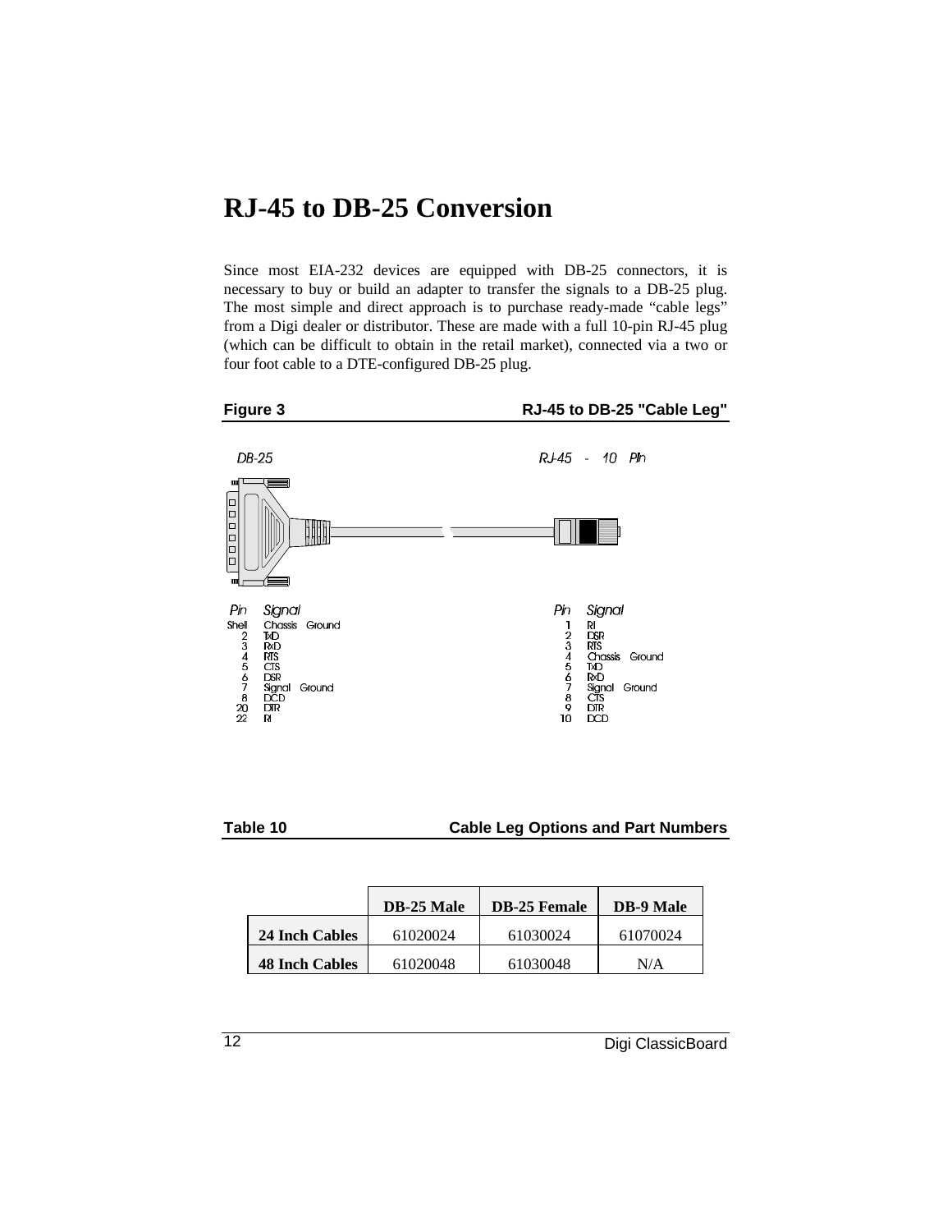# RJ-45 to DB-25 Conversion

Since most EIA-232 devices are equipped with DB-25 connectors, it is necessary to buy or build an adapter to transfer the signals to a DB-25 plug. The most simple and direct approach is to purchase ready-made “cable legs” from a Digi dealer or distributor. These are made with a full 10-pin RJ-45 plug (which can be difficult to obtain in the retail market), connected via a two or four foot cable to a DTE-configured DB-25 plug.

**Figure 3** **RJ-45 to DB-25 "Cable Leg"**

DB-25

| Pin | Signal |
|---|---|
| Shell | Chassis Ground |
| 2 | TxD |
| 3 | RxD |
| 4 | RTS |
| 5 | CTS |
| 6 | DSR |
| 7 | Signal Ground |
| 8 | DCD |
| 20 | DTR |
| 22 | RI |

RJ-45 - 10 Pin

| Pin | Signal |
|---|---|
| 1 | RI |
| 2 | DSR |
| 3 | RTS |
| 4 | Chassis Ground |
| 5 | TxD |
| 6 | RxD |
| 7 | Signal Ground |
| 8 | CTS |
| 9 | DTR |
| 10 | DCD |

**Table 10** **Cable Leg Options and Part Numbers**

| | DB-25 Male | DB-25 Female | DB-9 Male |
|---|---|---|---|
| **24 Inch Cables** | 61020024 | 61030024 | 61070024 |
| **48 Inch Cables** | 61020048 | 61030048 | N/A |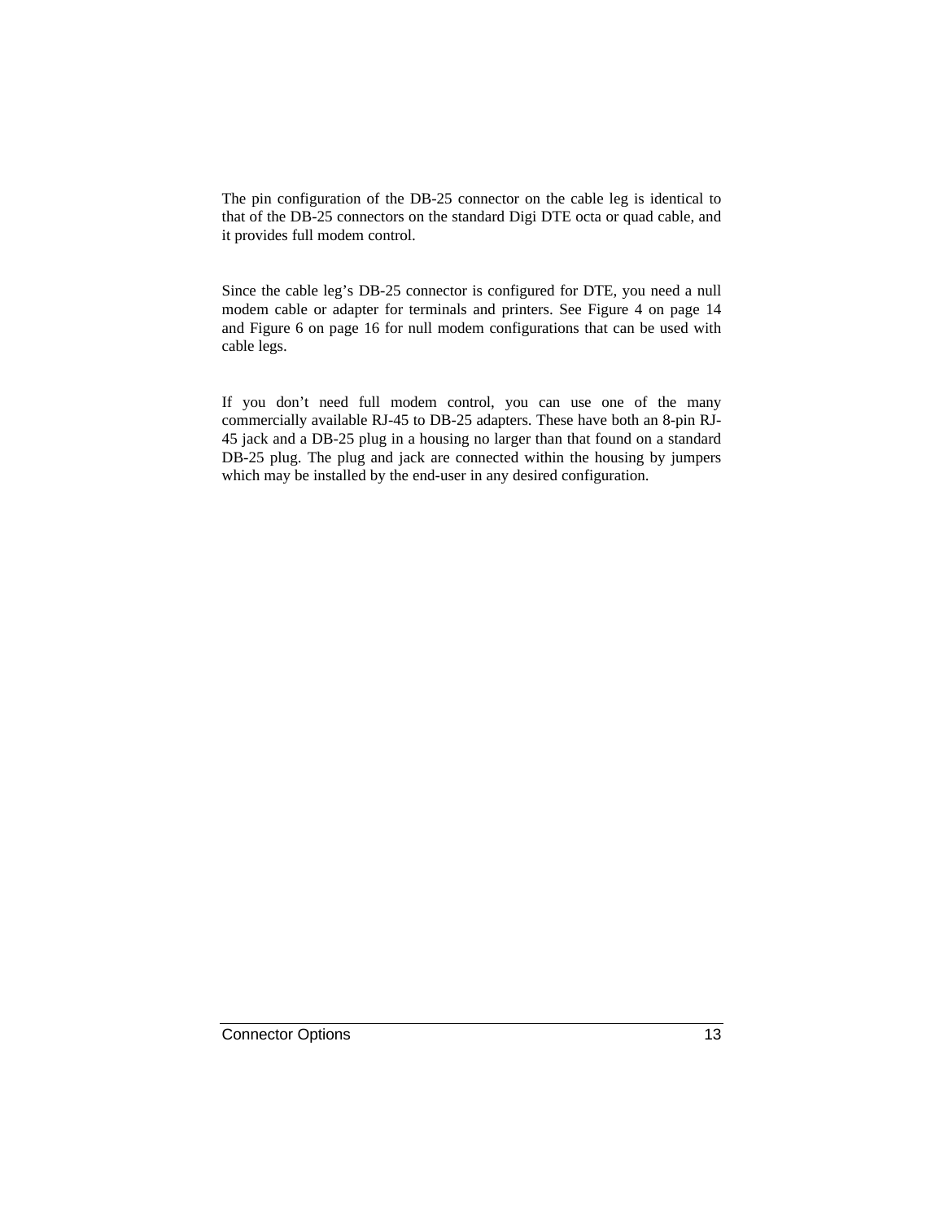The pin configuration of the DB-25 connector on the cable leg is identical to that of the DB-25 connectors on the standard Digi DTE octa or quad cable, and it provides full modem control.

Since the cable leg's DB-25 connector is configured for DTE, you need a null modem cable or adapter for terminals and printers. See Figure 4 on page 14 and Figure 6 on page 16 for null modem configurations that can be used with cable legs.

If you don't need full modem control, you can use one of the many commercially available RJ-45 to DB-25 adapters. These have both an 8-pin RJ-45 jack and a DB-25 plug in a housing no larger than that found on a standard DB-25 plug. The plug and jack are connected within the housing by jumpers which may be installed by the end-user in any desired configuration.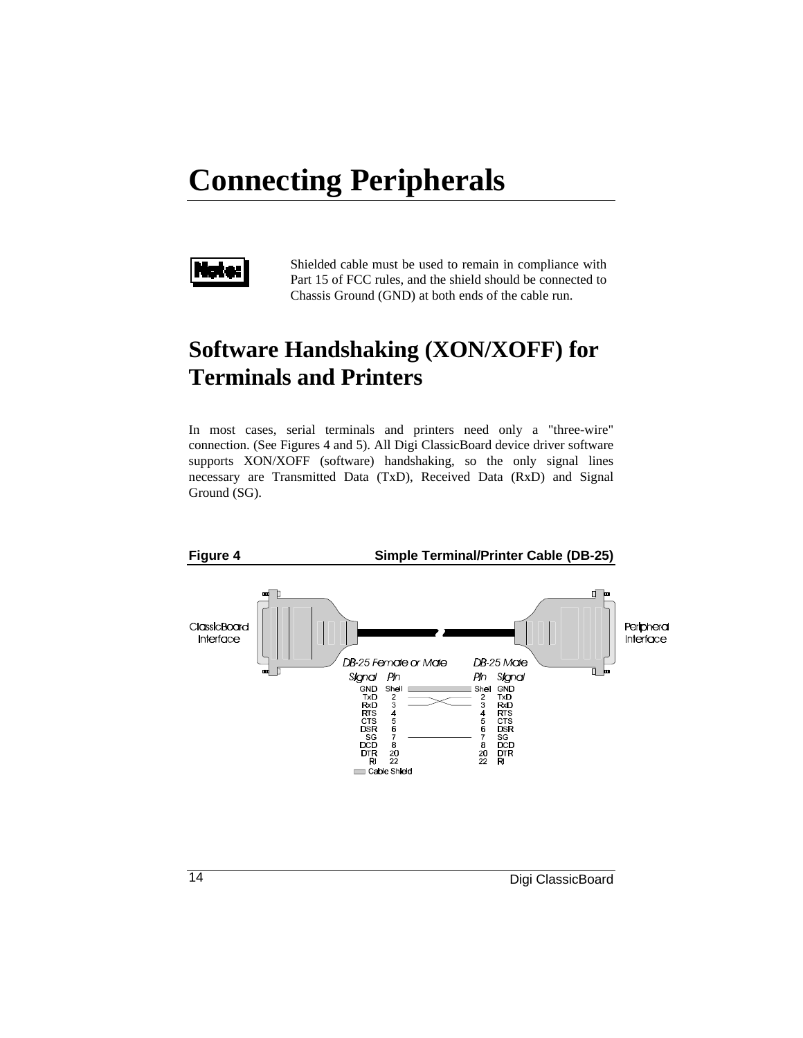# Connecting Peripherals

**Note:** Shielded cable must be used to remain in compliance with Part 15 of FCC rules, and the shield should be connected to Chassis Ground (GND) at both ends of the cable run.

## Software Handshaking (XON/XOFF) for Terminals and Printers

In most cases, serial terminals and printers need only a "three-wire" connection. (See Figures 4 and 5). All Digi ClassicBoard device driver software supports XON/XOFF (software) handshaking, so the only signal lines necessary are Transmitted Data (TxD), Received Data (RxD) and Signal Ground (SG).

**Figure 4** **Simple Terminal/Printer Cable (DB-25)**

ClassicBoard Interface — Peripheral Interface

| DB-25 Female or Male | | DB-25 Male | |
|---|---|---|---|
| Signal | Pin | Pin | Signal |
| GND | Shell | Shell | GND |
| TxD | 2 | 2 | TxD |
| RxD | 3 | 3 | RxD |
| RTS | 4 | 4 | RTS |
| CTS | 5 | 5 | CTS |
| DSR | 6 | 6 | DSR |
| SG | 7 | 7 | SG |
| DCD | 8 | 8 | DCD |
| DTR | 20 | 20 | DTR |
| RI | 22 | 22 | RI |

Cable Shield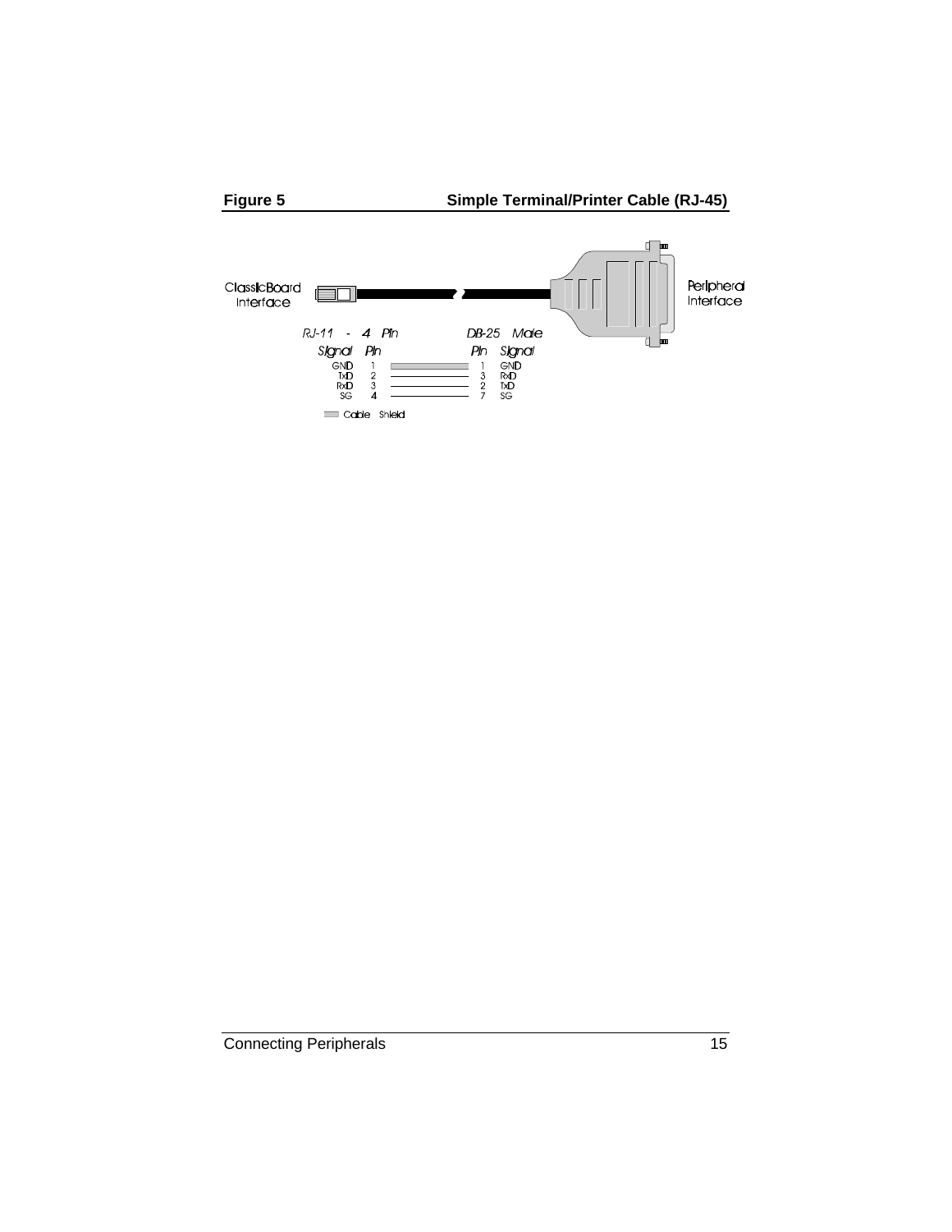**Figure 5** **Simple Terminal/Printer Cable (RJ-45)**

ClassicBoard Interface

Peripheral Interface

| RJ-11 - 4 Pin | | | DB-25 Male | |
|---|---|---|---|---|
| Signal | Pin | | Pin | Signal |
| GND | 1 | | 1 | GND |
| TxD | 2 | | 3 | RxD |
| RxD | 3 | | 2 | TxD |
| SG | 4 | | 7 | SG |

Cable Shield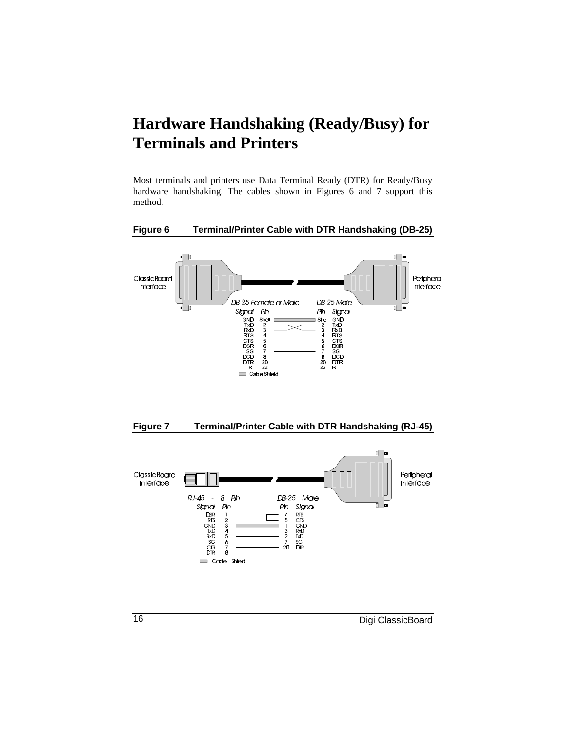# Hardware Handshaking (Ready/Busy) for Terminals and Printers

Most terminals and printers use Data Terminal Ready (DTR) for Ready/Busy hardware handshaking. The cables shown in Figures 6 and 7 support this method.

**Figure 6 Terminal/Printer Cable with DTR Handshaking (DB-25)**

ClassicBoard Interface — Peripheral Interface

| DB-25 Female or Male | | DB-25 Male | |
|---|---|---|---|
| Signal | Pin | Pin | Signal |
| GND | Shell | Shell | GND |
| TxD | 2 | 2 | TxD |
| RxD | 3 | 3 | RxD |
| RTS | 4 | 4 | RTS |
| CTS | 5 | 5 | CTS |
| DSR | 6 | 6 | DSR |
| SG | 7 | 7 | SG |
| DCD | 8 | 8 | DCD |
| DTR | 20 | 20 | DTR |
| RI | 22 | 22 | RI |

Cable Shield

**Figure 7 Terminal/Printer Cable with DTR Handshaking (RJ-45)**

ClassicBoard Interface — Peripheral Interface

| RJ-45 - 8 Pin | | DB-25 Male | |
|---|---|---|---|
| Signal | Pin | Pin | Signal |
| DSR | 1 | 4 | RTS |
| RTS | 2 | 5 | CTS |
| GND | 3 | 1 | GND |
| TxD | 4 | 3 | RxD |
| RxD | 5 | 2 | TxD |
| SG | 6 | 7 | SG |
| CTS | 7 | 20 | DTR |
| DTR | 8 | | |

Cable Shield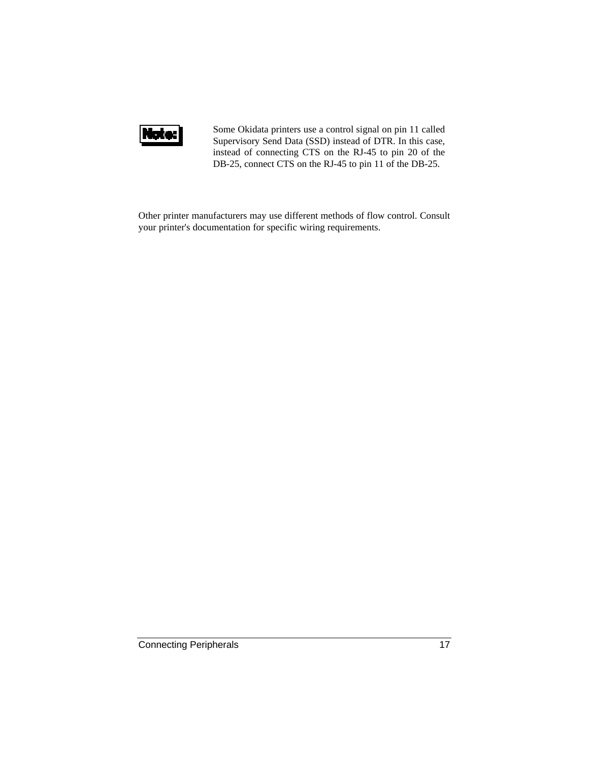**Note:** Some Okidata printers use a control signal on pin 11 called Supervisory Send Data (SSD) instead of DTR. In this case, instead of connecting CTS on the RJ-45 to pin 20 of the DB-25, connect CTS on the RJ-45 to pin 11 of the DB-25.

Other printer manufacturers may use different methods of flow control. Consult your printer's documentation for specific wiring requirements.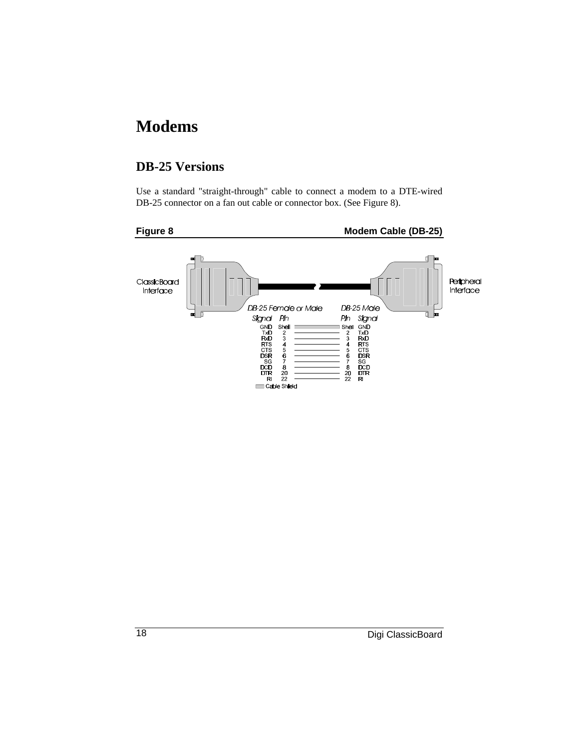# Modems

## DB-25 Versions

Use a standard "straight-through" cable to connect a modem to a DTE-wired DB-25 connector on a fan out cable or connector box. (See Figure 8).

**Figure 8** **Modem Cable (DB-25)**

ClassicBoard Interface — Peripheral Interface

| DB-25 Female or Male | | DB-25 Male | |
|---|---|---|---|
| Signal | Pin | Pin | Signal |
| GND | Shell | Shell | GND |
| TxD | 2 | 2 | TxD |
| RxD | 3 | 3 | RxD |
| RTS | 4 | 4 | RTS |
| CTS | 5 | 5 | CTS |
| DSR | 6 | 6 | DSR |
| SG | 7 | 7 | SG |
| DCD | 8 | 8 | DCD |
| DTR | 20 | 20 | DTR |
| RI | 22 | 22 | RI |

Cable Shield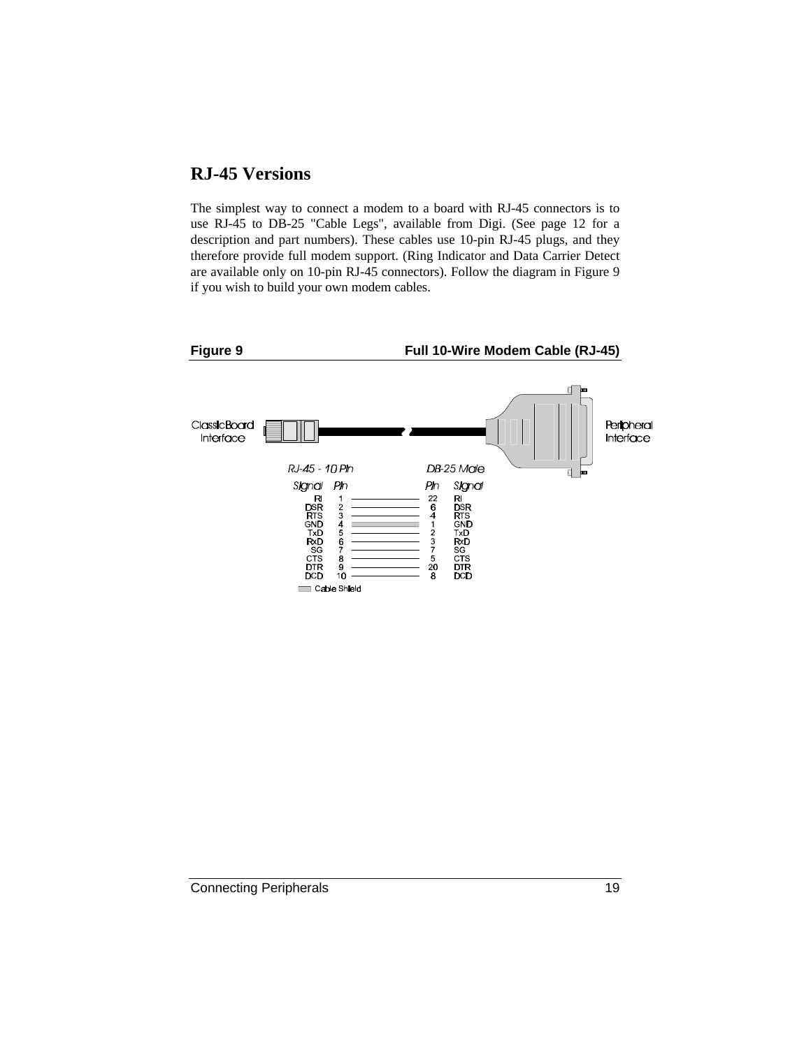## RJ-45 Versions

The simplest way to connect a modem to a board with RJ-45 connectors is to use RJ-45 to DB-25 "Cable Legs", available from Digi. (See page 12 for a description and part numbers). These cables use 10-pin RJ-45 plugs, and they therefore provide full modem support. (Ring Indicator and Data Carrier Detect are available only on 10-pin RJ-45 connectors). Follow the diagram in Figure 9 if you wish to build your own modem cables.

**Figure 9 Full 10-Wire Modem Cable (RJ-45)**

ClassicBoard Interface — Peripheral Interface

| RJ-45 - 10 Pin Signal | Pin | DB-25 Male Pin | Signal |
|---|---|---|---|
| RI | 1 | 22 | RI |
| DSR | 2 | 6 | DSR |
| RTS | 3 | 4 | RTS |
| GND | 4 | 1 | GND |
| TxD | 5 | 2 | TxD |
| RxD | 6 | 3 | RxD |
| SG | 7 | 7 | SG |
| CTS | 8 | 5 | CTS |
| DTR | 9 | 20 | DTR |
| DCD | 10 | 8 | DCD |

Cable Shield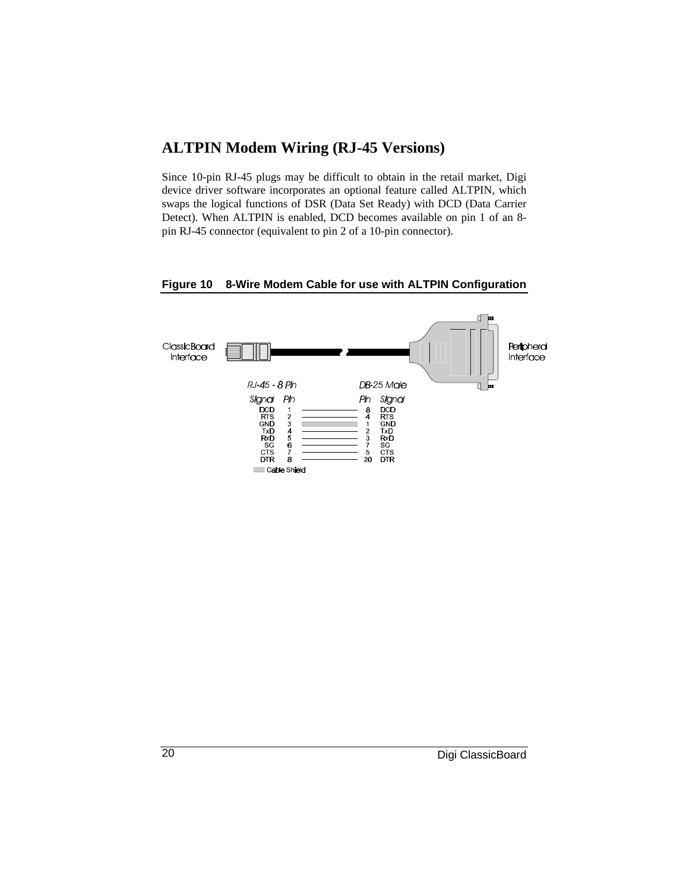## ALTPIN Modem Wiring (RJ-45 Versions)

Since 10-pin RJ-45 plugs may be difficult to obtain in the retail market, Digi device driver software incorporates an optional feature called ALTPIN, which swaps the logical functions of DSR (Data Set Ready) with DCD (Data Carrier Detect). When ALTPIN is enabled, DCD becomes available on pin 1 of an 8-pin RJ-45 connector (equivalent to pin 2 of a 10-pin connector).

**Figure 10    8-Wire Modem Cable for use with ALTPIN Configuration**

ClassicBoard Interface — Peripheral Interface

| RJ-45 - 8 Pin Signal | Pin | DB-25 Male Pin | Signal |
|---|---|---|---|
| DCD | 1 | 8 | DCD |
| RTS | 2 | 4 | RTS |
| GND | 3 | 1 | GND |
| TxD | 4 | 2 | TxD |
| RxD | 5 | 3 | RxD |
| SG | 6 | 7 | SG |
| CTS | 7 | 5 | CTS |
| DTR | 8 | 20 | DTR |

Cable Shield (GND pin 3 to pin 1)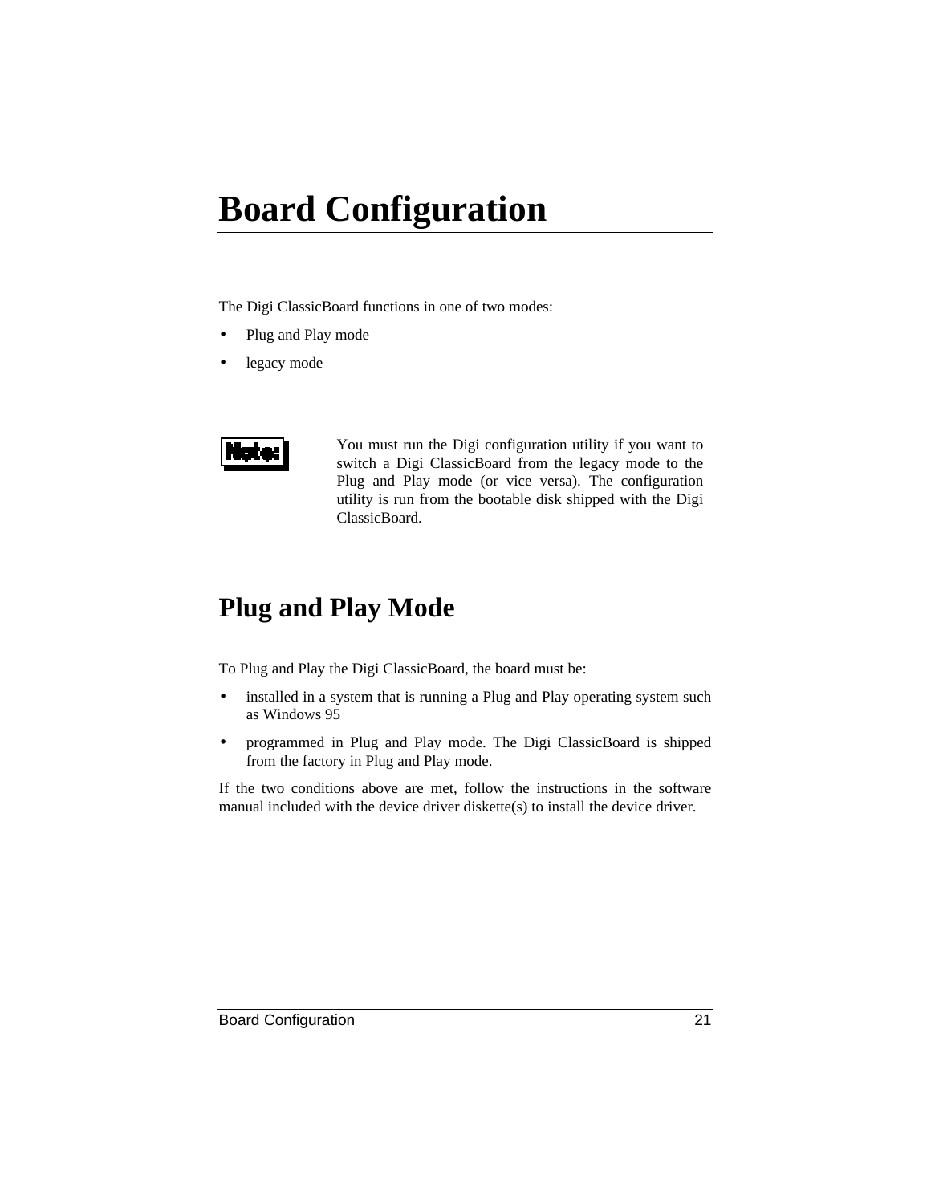# Board Configuration

The Digi ClassicBoard functions in one of two modes:

- Plug and Play mode
- legacy mode

**Note:** You must run the Digi configuration utility if you want to switch a Digi ClassicBoard from the legacy mode to the Plug and Play mode (or vice versa). The configuration utility is run from the bootable disk shipped with the Digi ClassicBoard.

## Plug and Play Mode

To Plug and Play the Digi ClassicBoard, the board must be:

- installed in a system that is running a Plug and Play operating system such as Windows 95
- programmed in Plug and Play mode. The Digi ClassicBoard is shipped from the factory in Plug and Play mode.

If the two conditions above are met, follow the instructions in the software manual included with the device driver diskette(s) to install the device driver.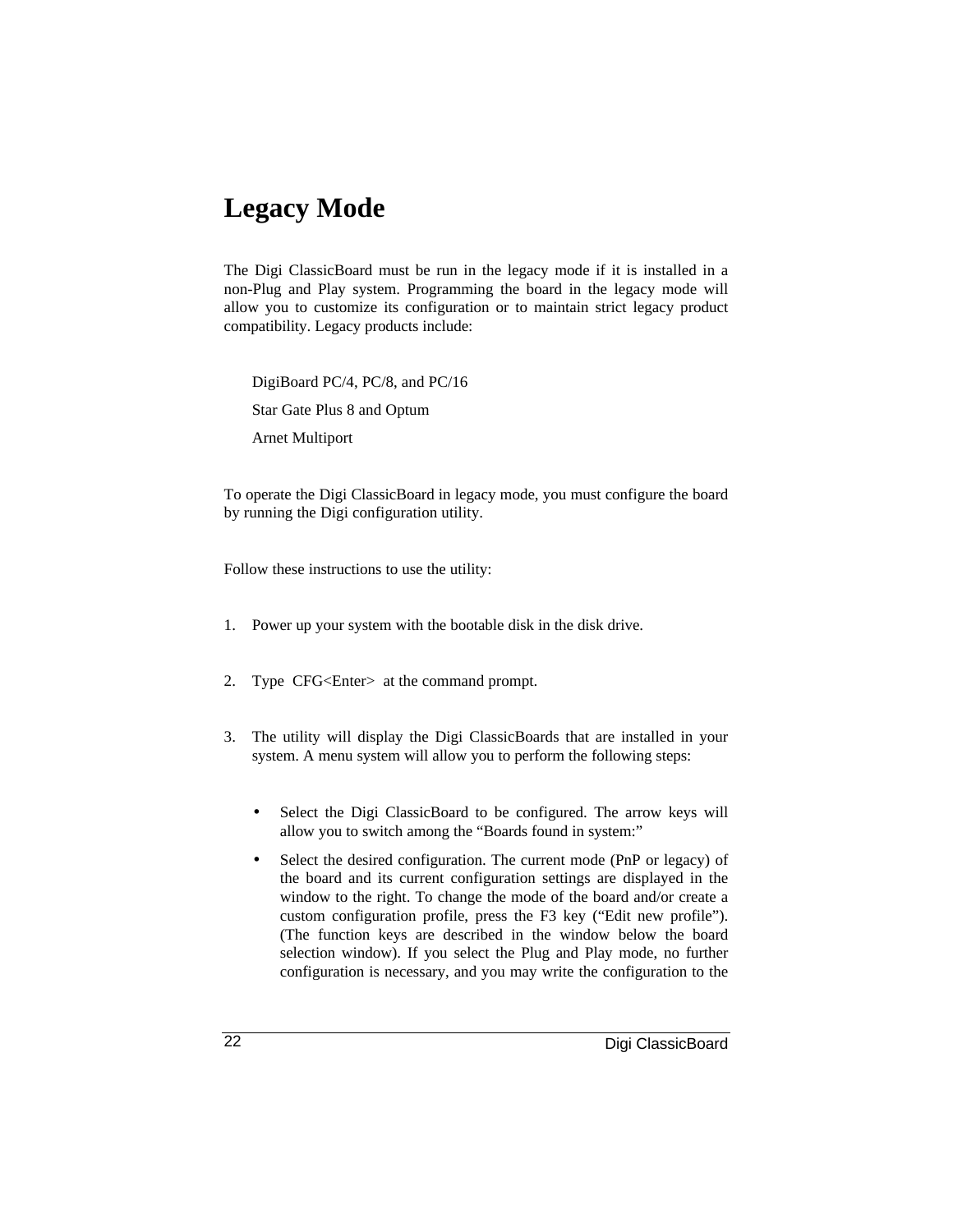# Legacy Mode

The Digi ClassicBoard must be run in the legacy mode if it is installed in a non-Plug and Play system. Programming the board in the legacy mode will allow you to customize its configuration or to maintain strict legacy product compatibility. Legacy products include:

DigiBoard PC/4, PC/8, and PC/16

Star Gate Plus 8 and Optum

Arnet Multiport

To operate the Digi ClassicBoard in legacy mode, you must configure the board by running the Digi configuration utility.

Follow these instructions to use the utility:

1. Power up your system with the bootable disk in the disk drive.

2. Type CFG<Enter> at the command prompt.

3. The utility will display the Digi ClassicBoards that are installed in your system. A menu system will allow you to perform the following steps:

   - Select the Digi ClassicBoard to be configured. The arrow keys will allow you to switch among the “Boards found in system:”
   - Select the desired configuration. The current mode (PnP or legacy) of the board and its current configuration settings are displayed in the window to the right. To change the mode of the board and/or create a custom configuration profile, press the F3 key (“Edit new profile”). (The function keys are described in the window below the board selection window). If you select the Plug and Play mode, no further configuration is necessary, and you may write the configuration to the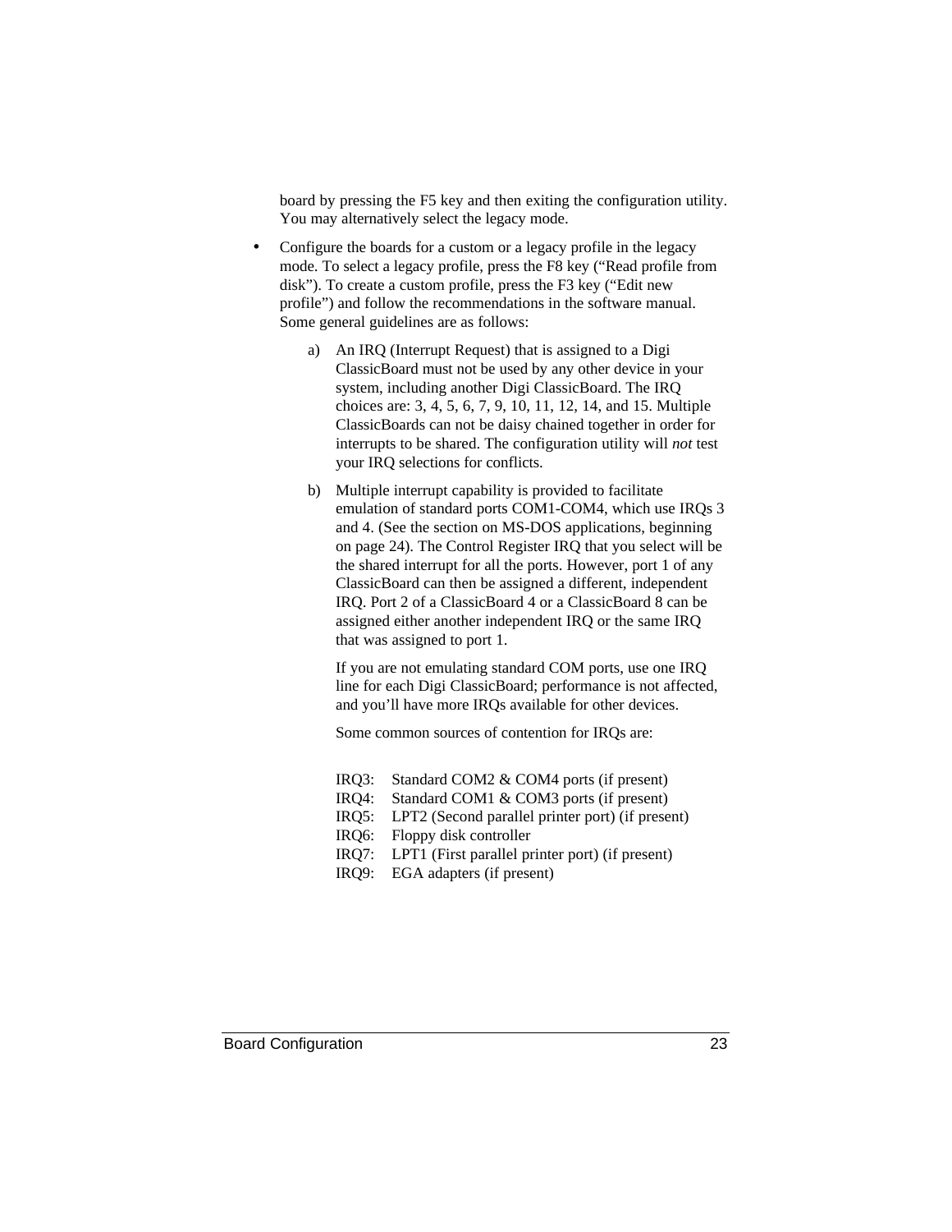board by pressing the F5 key and then exiting the configuration utility. You may alternatively select the legacy mode.

- Configure the boards for a custom or a legacy profile in the legacy mode. To select a legacy profile, press the F8 key (“Read profile from disk”). To create a custom profile, press the F3 key (“Edit new profile”) and follow the recommendations in the software manual. Some general guidelines are as follows:

  a) An IRQ (Interrupt Request) that is assigned to a Digi ClassicBoard must not be used by any other device in your system, including another Digi ClassicBoard. The IRQ choices are: 3, 4, 5, 6, 7, 9, 10, 11, 12, 14, and 15. Multiple ClassicBoards can not be daisy chained together in order for interrupts to be shared. The configuration utility will *not* test your IRQ selections for conflicts.

  b) Multiple interrupt capability is provided to facilitate emulation of standard ports COM1-COM4, which use IRQs 3 and 4. (See the section on MS-DOS applications, beginning on page 24). The Control Register IRQ that you select will be the shared interrupt for all the ports. However, port 1 of any ClassicBoard can then be assigned a different, independent IRQ. Port 2 of a ClassicBoard 4 or a ClassicBoard 8 can be assigned either another independent IRQ or the same IRQ that was assigned to port 1.

     If you are not emulating standard COM ports, use one IRQ line for each Digi ClassicBoard; performance is not affected, and you’ll have more IRQs available for other devices.

     Some common sources of contention for IRQs are:

     IRQ3: Standard COM2 & COM4 ports (if present)
     IRQ4: Standard COM1 & COM3 ports (if present)
     IRQ5: LPT2 (Second parallel printer port) (if present)
     IRQ6: Floppy disk controller
     IRQ7: LPT1 (First parallel printer port) (if present)
     IRQ9: EGA adapters (if present)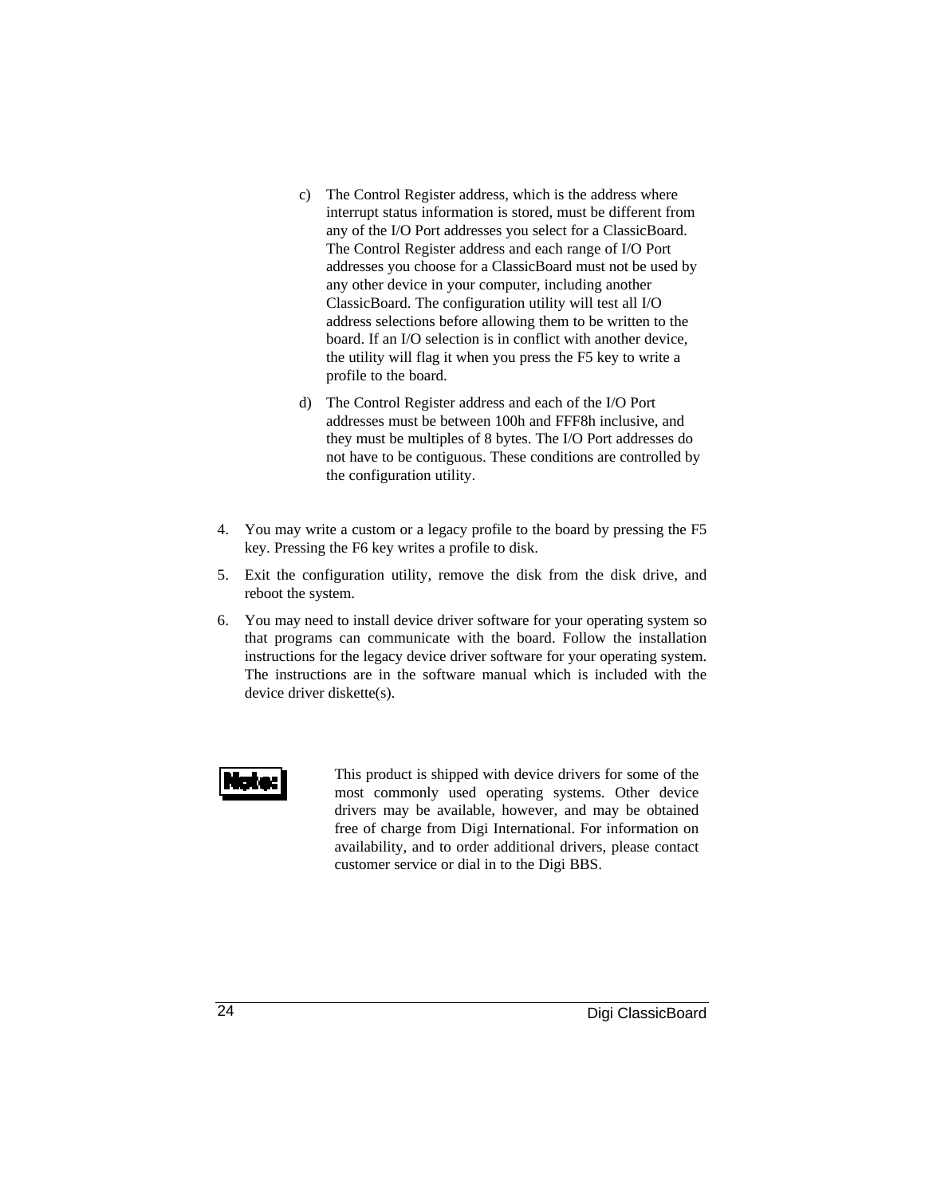c) The Control Register address, which is the address where interrupt status information is stored, must be different from any of the I/O Port addresses you select for a ClassicBoard. The Control Register address and each range of I/O Port addresses you choose for a ClassicBoard must not be used by any other device in your computer, including another ClassicBoard. The configuration utility will test all I/O address selections before allowing them to be written to the board. If an I/O selection is in conflict with another device, the utility will flag it when you press the F5 key to write a profile to the board.

d) The Control Register address and each of the I/O Port addresses must be between 100h and FFF8h inclusive, and they must be multiples of 8 bytes. The I/O Port addresses do not have to be contiguous. These conditions are controlled by the configuration utility.

4. You may write a custom or a legacy profile to the board by pressing the F5 key. Pressing the F6 key writes a profile to disk.
5. Exit the configuration utility, remove the disk from the disk drive, and reboot the system.
6. You may need to install device driver software for your operating system so that programs can communicate with the board. Follow the installation instructions for the legacy device driver software for your operating system. The instructions are in the software manual which is included with the device driver diskette(s).

**Note:** This product is shipped with device drivers for some of the most commonly used operating systems. Other device drivers may be available, however, and may be obtained free of charge from Digi International. For information on availability, and to order additional drivers, please contact customer service or dial in to the Digi BBS.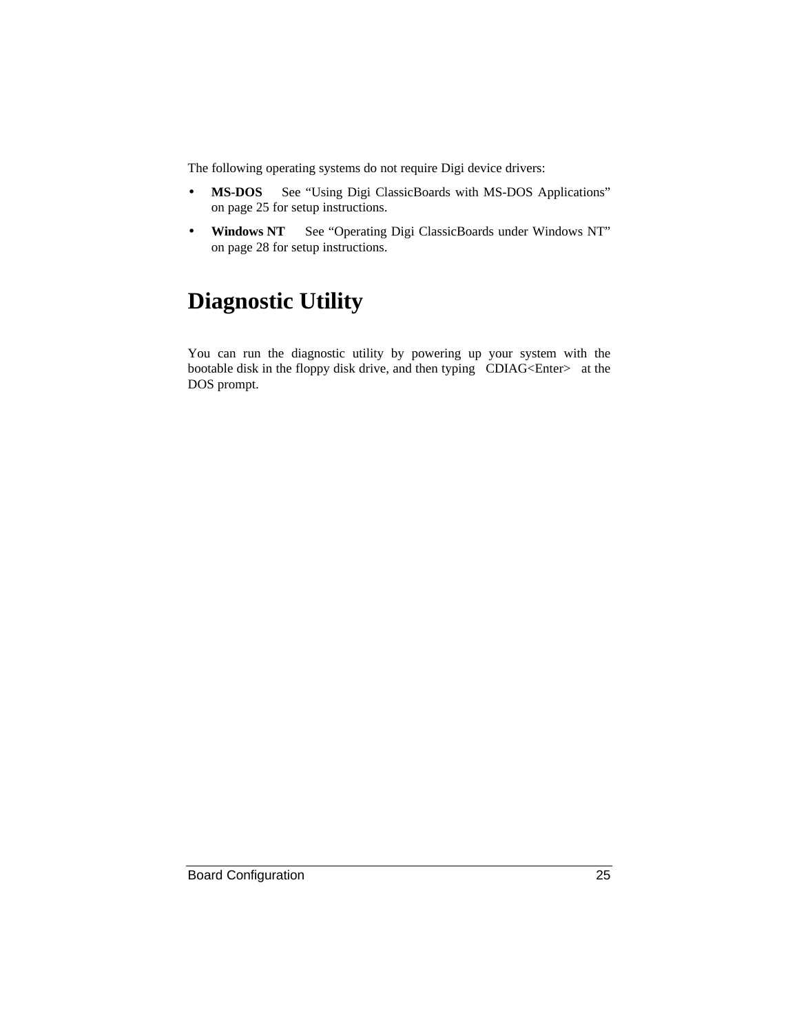The following operating systems do not require Digi device drivers:

- **MS-DOS** See “Using Digi ClassicBoards with MS-DOS Applications” on page 25 for setup instructions.
- **Windows NT** See “Operating Digi ClassicBoards under Windows NT” on page 28 for setup instructions.

# Diagnostic Utility

You can run the diagnostic utility by powering up your system with the bootable disk in the floppy disk drive, and then typing CDIAG<Enter> at the DOS prompt.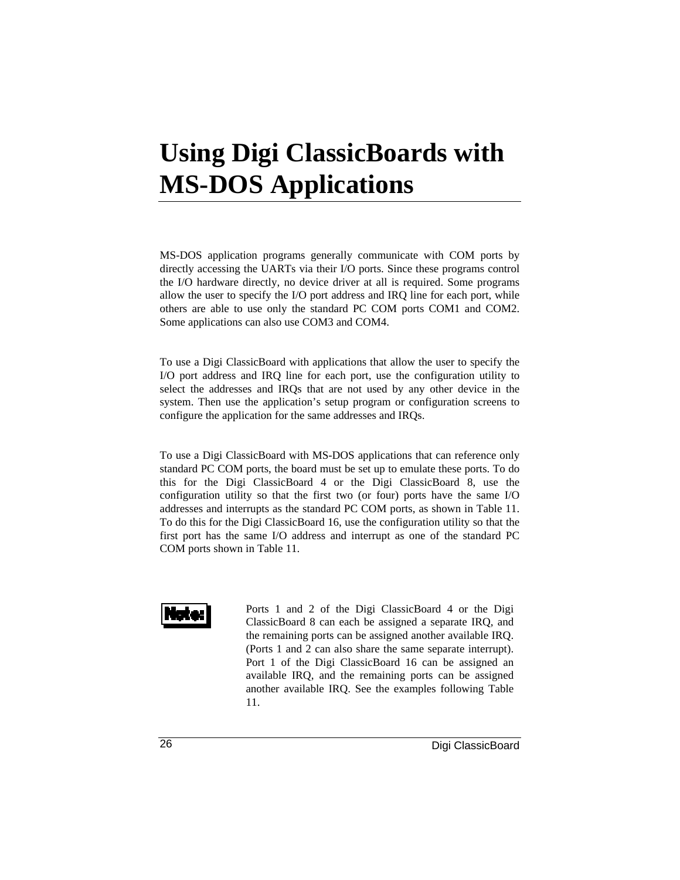# Using Digi ClassicBoards with MS-DOS Applications

MS-DOS application programs generally communicate with COM ports by directly accessing the UARTs via their I/O ports. Since these programs control the I/O hardware directly, no device driver at all is required. Some programs allow the user to specify the I/O port address and IRQ line for each port, while others are able to use only the standard PC COM ports COM1 and COM2. Some applications can also use COM3 and COM4.

To use a Digi ClassicBoard with applications that allow the user to specify the I/O port address and IRQ line for each port, use the configuration utility to select the addresses and IRQs that are not used by any other device in the system. Then use the application's setup program or configuration screens to configure the application for the same addresses and IRQs.

To use a Digi ClassicBoard with MS-DOS applications that can reference only standard PC COM ports, the board must be set up to emulate these ports. To do this for the Digi ClassicBoard 4 or the Digi ClassicBoard 8, use the configuration utility so that the first two (or four) ports have the same I/O addresses and interrupts as the standard PC COM ports, as shown in Table 11. To do this for the Digi ClassicBoard 16, use the configuration utility so that the first port has the same I/O address and interrupt as one of the standard PC COM ports shown in Table 11.

**Note:** Ports 1 and 2 of the Digi ClassicBoard 4 or the Digi ClassicBoard 8 can each be assigned a separate IRQ, and the remaining ports can be assigned another available IRQ. (Ports 1 and 2 can also share the same separate interrupt). Port 1 of the Digi ClassicBoard 16 can be assigned an available IRQ, and the remaining ports can be assigned another available IRQ. See the examples following Table 11.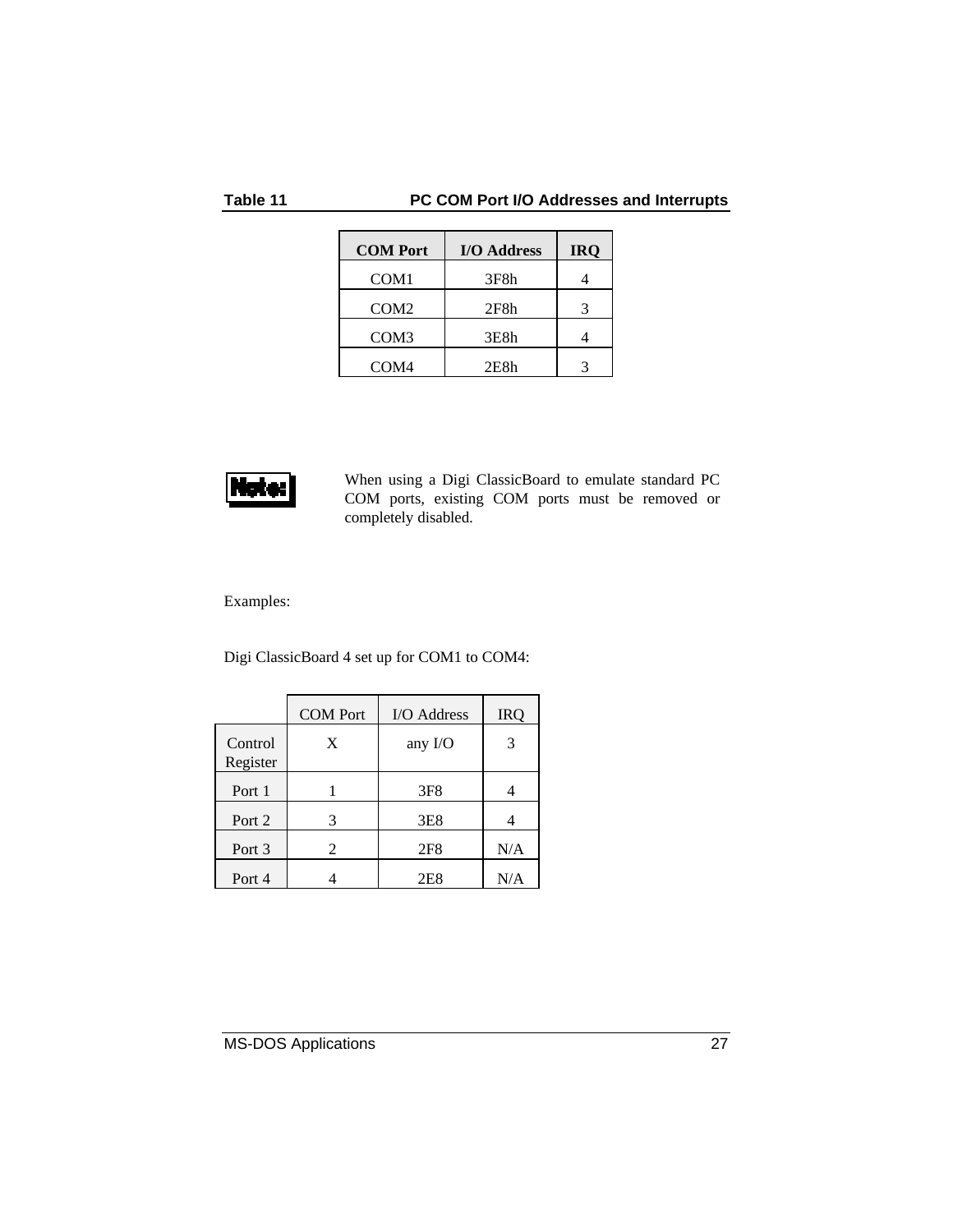**Table 11 PC COM Port I/O Addresses and Interrupts**

| COM Port | I/O Address | IRQ |
|---|---|---|
| COM1 | 3F8h | 4 |
| COM2 | 2F8h | 3 |
| COM3 | 3E8h | 4 |
| COM4 | 2E8h | 3 |

**Note:** When using a Digi ClassicBoard to emulate standard PC COM ports, existing COM ports must be removed or completely disabled.

Examples:

Digi ClassicBoard 4 set up for COM1 to COM4:

| | COM Port | I/O Address | IRQ |
|---|---|---|---|
| Control Register | X | any I/O | 3 |
| Port 1 | 1 | 3F8 | 4 |
| Port 2 | 3 | 3E8 | 4 |
| Port 3 | 2 | 2F8 | N/A |
| Port 4 | 4 | 2E8 | N/A |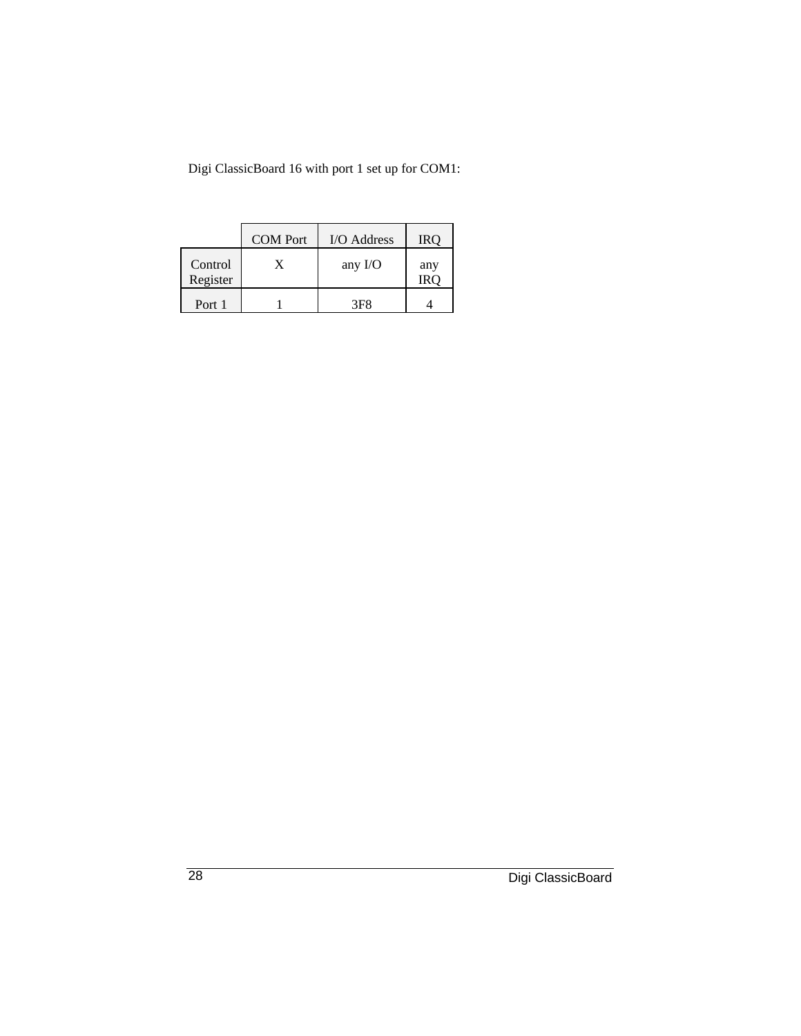Digi ClassicBoard 16 with port 1 set up for COM1:

| | COM Port | I/O Address | IRQ |
|---|---|---|---|
| Control Register | X | any I/O | any IRQ |
| Port 1 | 1 | 3F8 | 4 |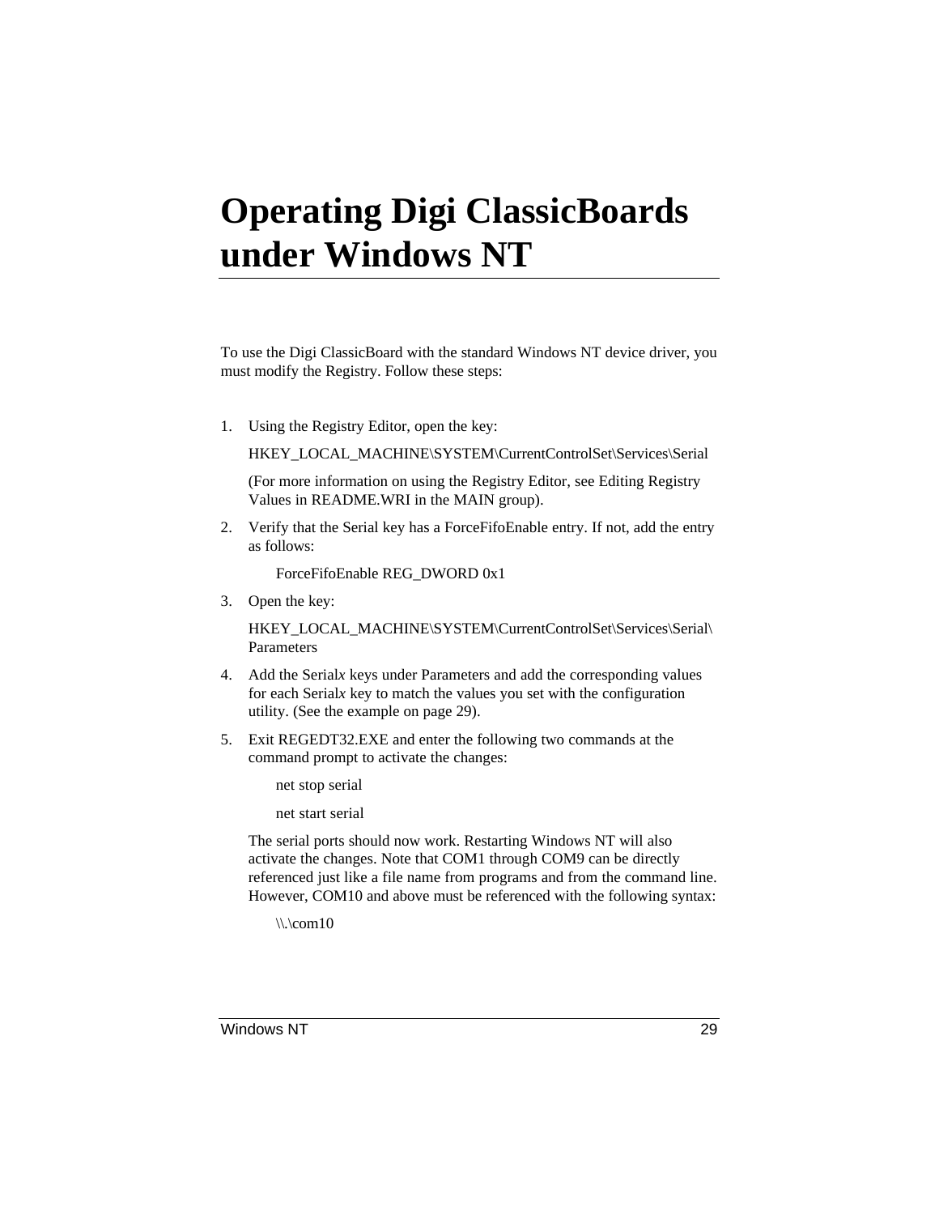# Operating Digi ClassicBoards under Windows NT

To use the Digi ClassicBoard with the standard Windows NT device driver, you must modify the Registry. Follow these steps:

1. Using the Registry Editor, open the key:

   HKEY_LOCAL_MACHINE\SYSTEM\CurrentControlSet\Services\Serial

   (For more information on using the Registry Editor, see Editing Registry Values in README.WRI in the MAIN group).

2. Verify that the Serial key has a ForceFifoEnable entry. If not, add the entry as follows:

   ForceFifoEnable REG_DWORD 0x1

3. Open the key:

   HKEY_LOCAL_MACHINE\SYSTEM\CurrentControlSet\Services\Serial\Parameters

4. Add the Serial*x* keys under Parameters and add the corresponding values for each Serial*x* key to match the values you set with the configuration utility. (See the example on page 29).

5. Exit REGEDT32.EXE and enter the following two commands at the command prompt to activate the changes:

   net stop serial

   net start serial

   The serial ports should now work. Restarting Windows NT will also activate the changes. Note that COM1 through COM9 can be directly referenced just like a file name from programs and from the command line. However, COM10 and above must be referenced with the following syntax:

   \\.\com10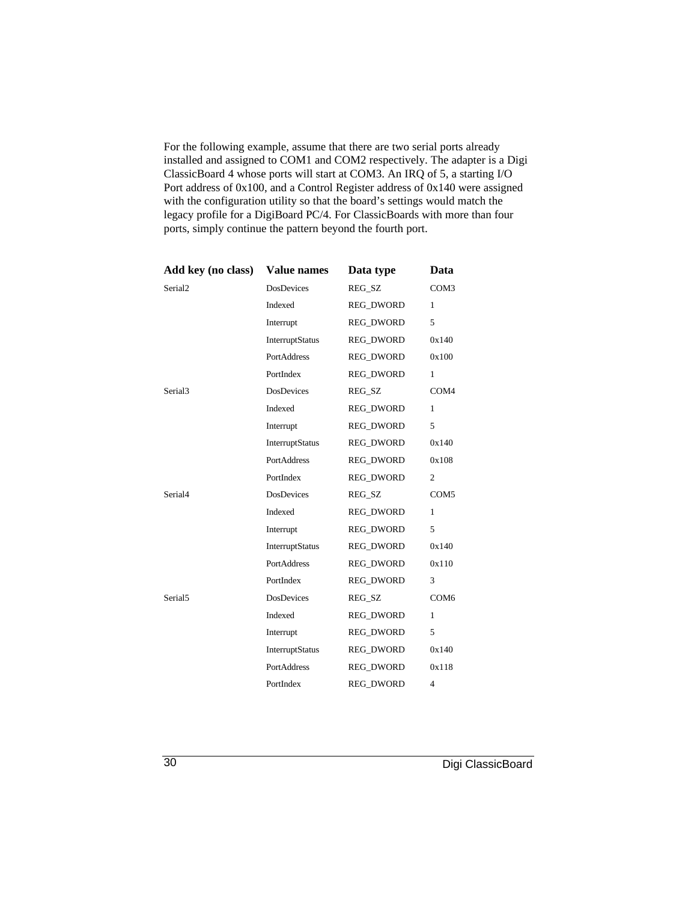For the following example, assume that there are two serial ports already installed and assigned to COM1 and COM2 respectively. The adapter is a Digi ClassicBoard 4 whose ports will start at COM3. An IRQ of 5, a starting I/O Port address of 0x100, and a Control Register address of 0x140 were assigned with the configuration utility so that the board's settings would match the legacy profile for a DigiBoard PC/4. For ClassicBoards with more than four ports, simply continue the pattern beyond the fourth port.

| Add key (no class) | Value names | Data type | Data |
|---|---|---|---|
| Serial2 | DosDevices | REG_SZ | COM3 |
| | Indexed | REG_DWORD | 1 |
| | Interrupt | REG_DWORD | 5 |
| | InterruptStatus | REG_DWORD | 0x140 |
| | PortAddress | REG_DWORD | 0x100 |
| | PortIndex | REG_DWORD | 1 |
| Serial3 | DosDevices | REG_SZ | COM4 |
| | Indexed | REG_DWORD | 1 |
| | Interrupt | REG_DWORD | 5 |
| | InterruptStatus | REG_DWORD | 0x140 |
| | PortAddress | REG_DWORD | 0x108 |
| | PortIndex | REG_DWORD | 2 |
| Serial4 | DosDevices | REG_SZ | COM5 |
| | Indexed | REG_DWORD | 1 |
| | Interrupt | REG_DWORD | 5 |
| | InterruptStatus | REG_DWORD | 0x140 |
| | PortAddress | REG_DWORD | 0x110 |
| | PortIndex | REG_DWORD | 3 |
| Serial5 | DosDevices | REG_SZ | COM6 |
| | Indexed | REG_DWORD | 1 |
| | Interrupt | REG_DWORD | 5 |
| | InterruptStatus | REG_DWORD | 0x140 |
| | PortAddress | REG_DWORD | 0x118 |
| | PortIndex | REG_DWORD | 4 |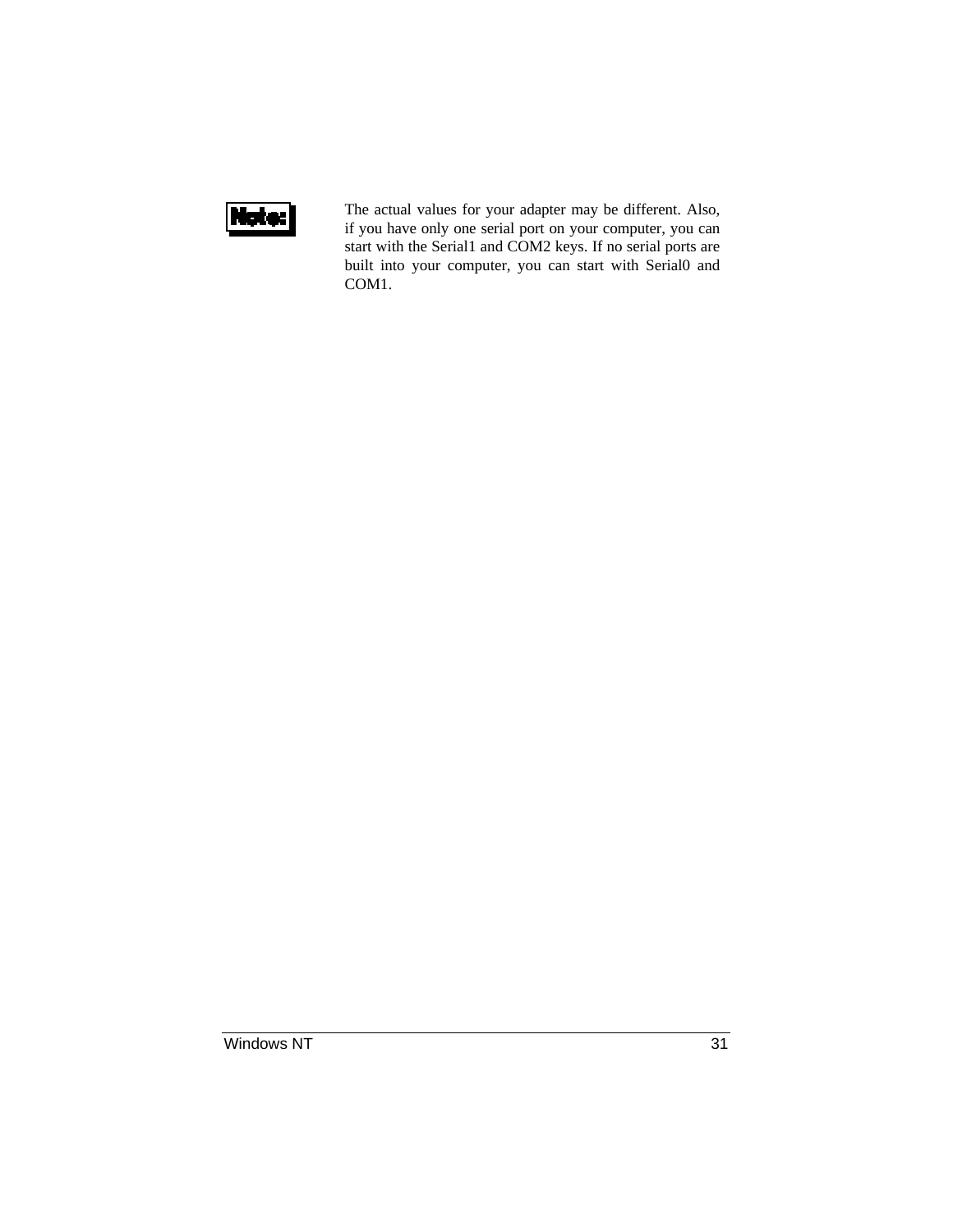**Note:**

The actual values for your adapter may be different. Also, if you have only one serial port on your computer, you can start with the Serial1 and COM2 keys. If no serial ports are built into your computer, you can start with Serial0 and COM1.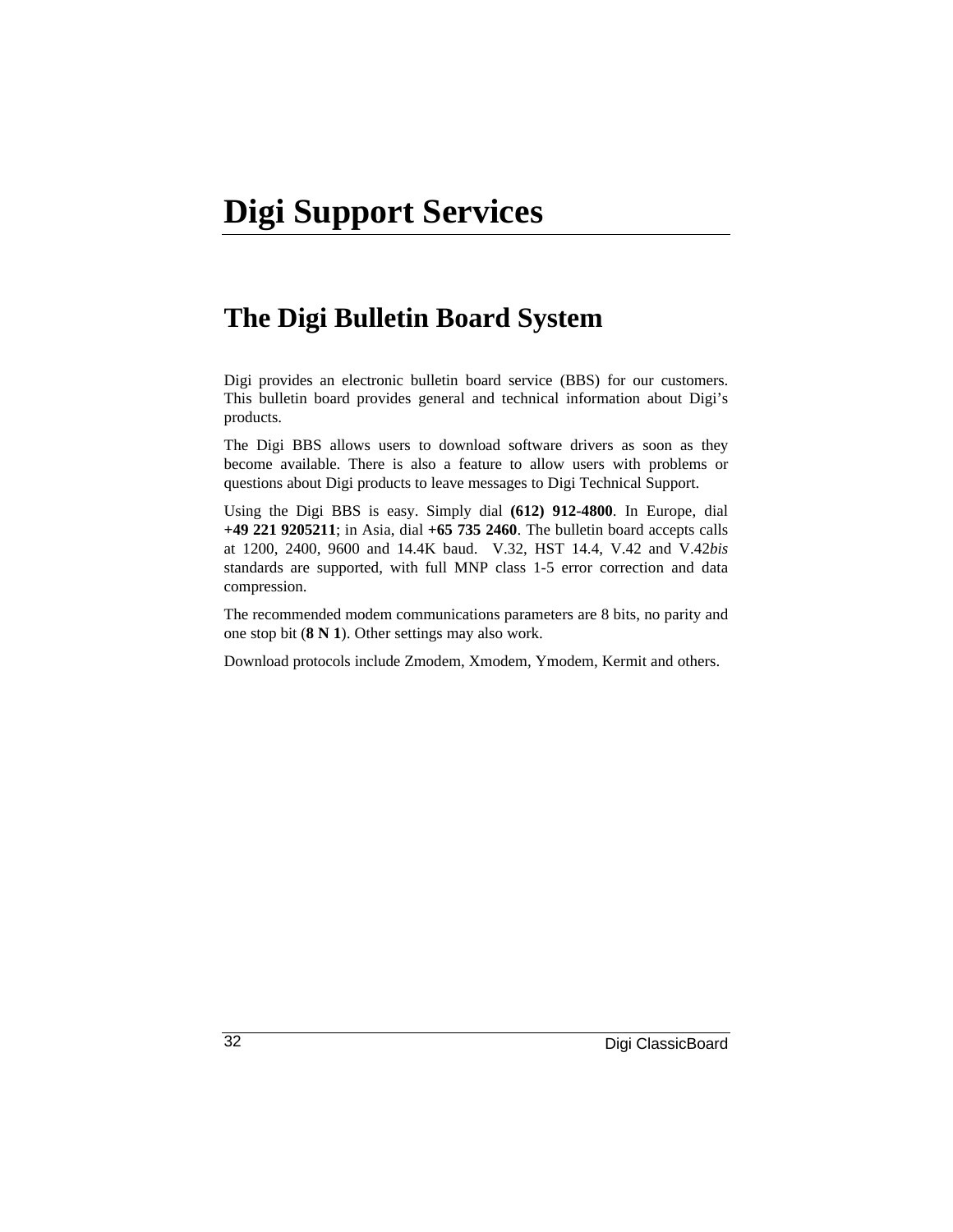# Digi Support Services

## The Digi Bulletin Board System

Digi provides an electronic bulletin board service (BBS) for our customers. This bulletin board provides general and technical information about Digi's products.

The Digi BBS allows users to download software drivers as soon as they become available. There is also a feature to allow users with problems or questions about Digi products to leave messages to Digi Technical Support.

Using the Digi BBS is easy. Simply dial **(612) 912-4800**. In Europe, dial **+49 221 9205211**; in Asia, dial **+65 735 2460**. The bulletin board accepts calls at 1200, 2400, 9600 and 14.4K baud. V.32, HST 14.4, V.42 and V.42*bis* standards are supported, with full MNP class 1-5 error correction and data compression.

The recommended modem communications parameters are 8 bits, no parity and one stop bit (**8 N 1**). Other settings may also work.

Download protocols include Zmodem, Xmodem, Ymodem, Kermit and others.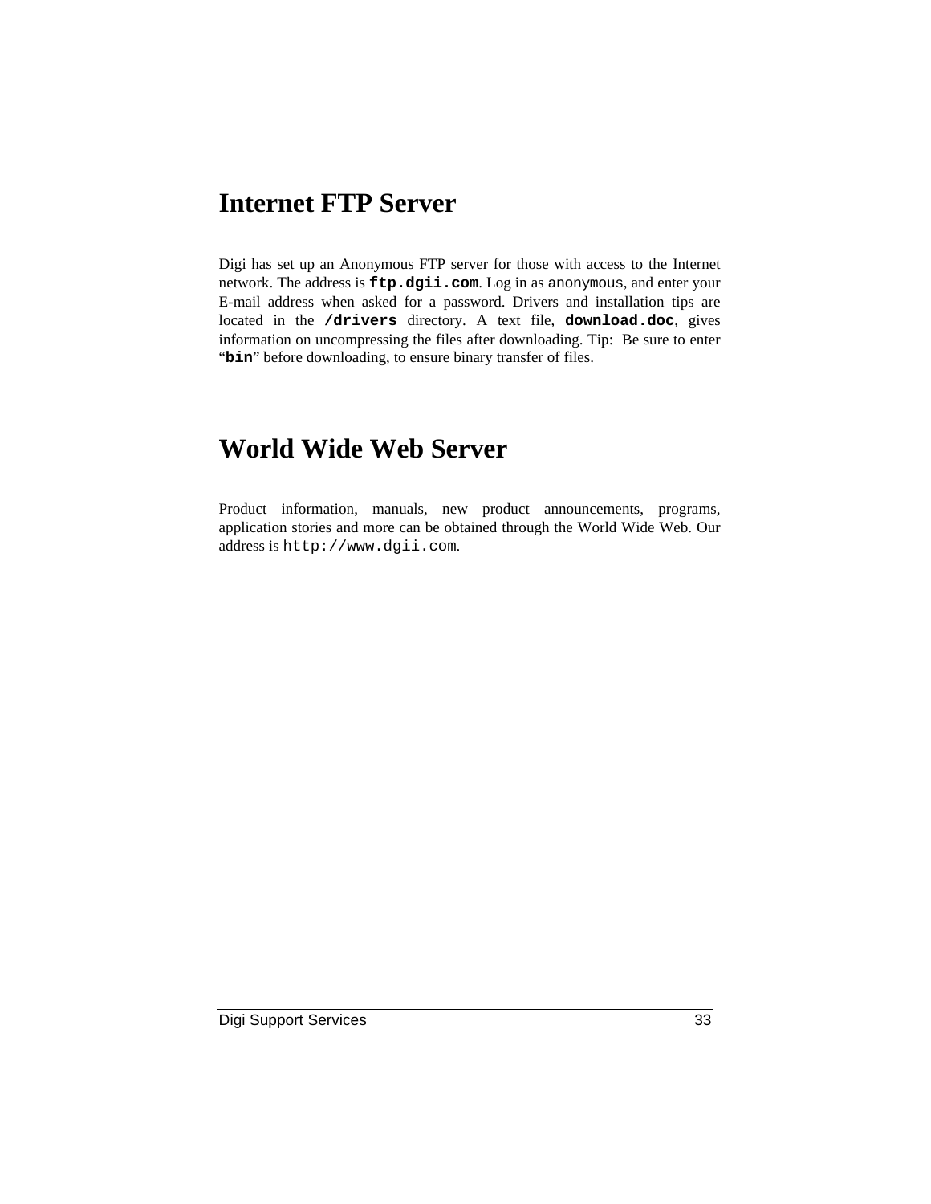# Internet FTP Server

Digi has set up an Anonymous FTP server for those with access to the Internet network. The address is **`ftp.dgii.com`**. Log in as `anonymous`, and enter your E-mail address when asked for a password. Drivers and installation tips are located in the **`/drivers`** directory. A text file, **`download.doc`**, gives information on uncompressing the files after downloading. Tip: Be sure to enter "**`bin`**" before downloading, to ensure binary transfer of files.

# World Wide Web Server

Product information, manuals, new product announcements, programs, application stories and more can be obtained through the World Wide Web. Our address is `http://www.dgii.com`.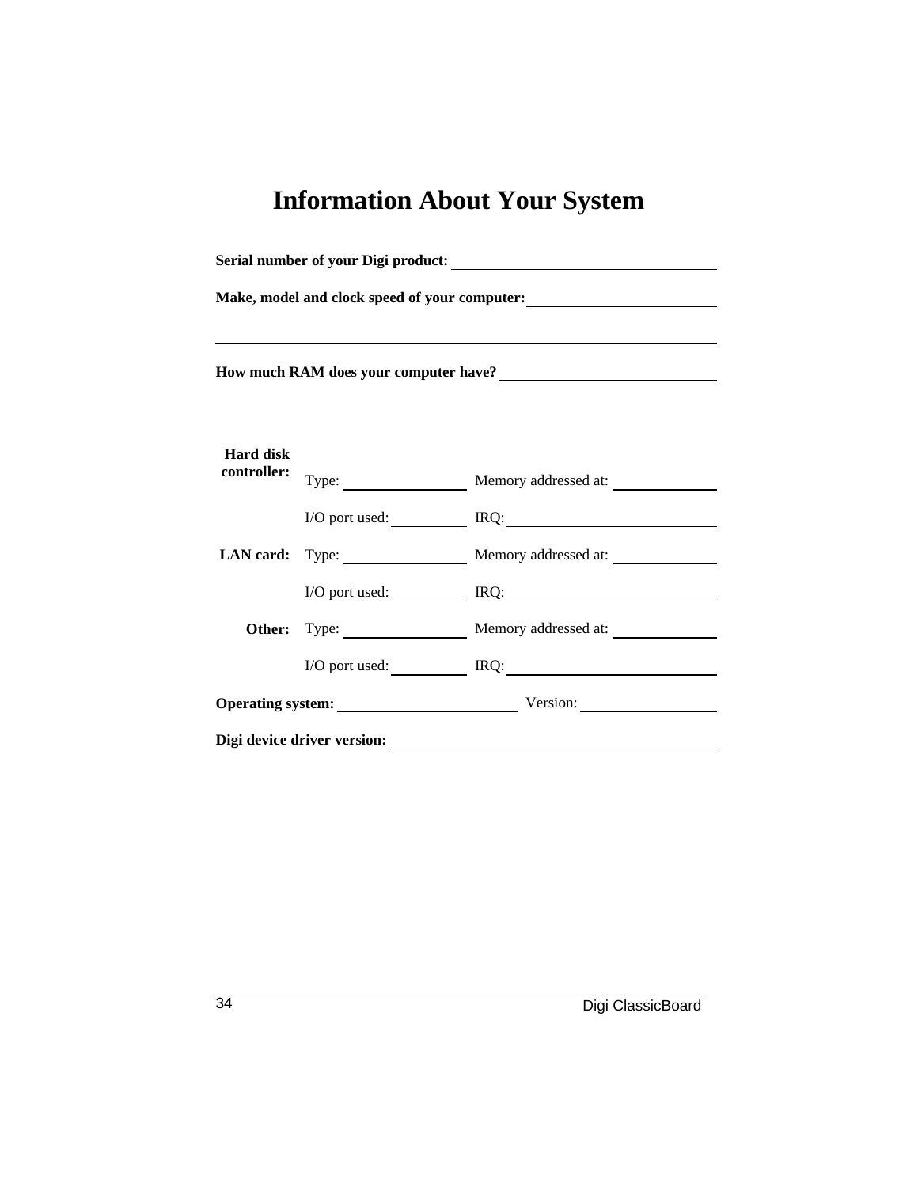# Information About Your System

**Serial number of your Digi product:** ______________________________

**Make, model and clock speed of your computer:** ______________________

______________________________________________________________

**How much RAM does your computer have?** __________________________

| | | |
|---|---|---|
| **Hard disk controller:** | Type: ______________ | Memory addressed at: ___________ |
| | I/O port used: _________ | IRQ: _______________________ |
| **LAN card:** | Type: ______________ | Memory addressed at: ___________ |
| | I/O port used: _________ | IRQ: _______________________ |
| **Other:** | Type: ______________ | Memory addressed at: ___________ |
| | I/O port used: _________ | IRQ: _______________________ |

**Operating system:** _____________________ Version: ________________

**Digi device driver version:** ________________________________________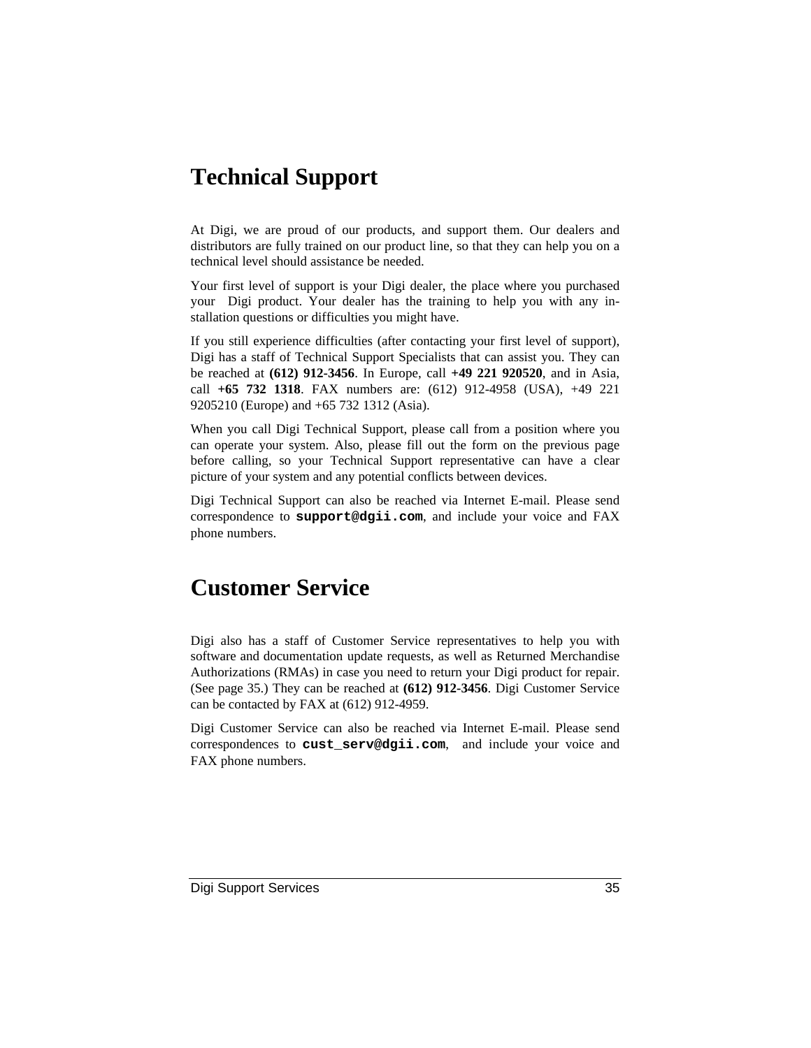# Technical Support

At Digi, we are proud of our products, and support them. Our dealers and distributors are fully trained on our product line, so that they can help you on a technical level should assistance be needed.

Your first level of support is your Digi dealer, the place where you purchased your Digi product. Your dealer has the training to help you with any installation questions or difficulties you might have.

If you still experience difficulties (after contacting your first level of support), Digi has a staff of Technical Support Specialists that can assist you. They can be reached at **(612) 912-3456**. In Europe, call **+49 221 920520**, and in Asia, call **+65 732 1318**. FAX numbers are: (612) 912-4958 (USA), +49 221 9205210 (Europe) and +65 732 1312 (Asia).

When you call Digi Technical Support, please call from a position where you can operate your system. Also, please fill out the form on the previous page before calling, so your Technical Support representative can have a clear picture of your system and any potential conflicts between devices.

Digi Technical Support can also be reached via Internet E-mail. Please send correspondence to **`support@dgii.com`**, and include your voice and FAX phone numbers.

# Customer Service

Digi also has a staff of Customer Service representatives to help you with software and documentation update requests, as well as Returned Merchandise Authorizations (RMAs) in case you need to return your Digi product for repair. (See page 35.) They can be reached at **(612) 912-3456**. Digi Customer Service can be contacted by FAX at (612) 912-4959.

Digi Customer Service can also be reached via Internet E-mail. Please send correspondences to **`cust_serv@dgii.com`**, and include your voice and FAX phone numbers.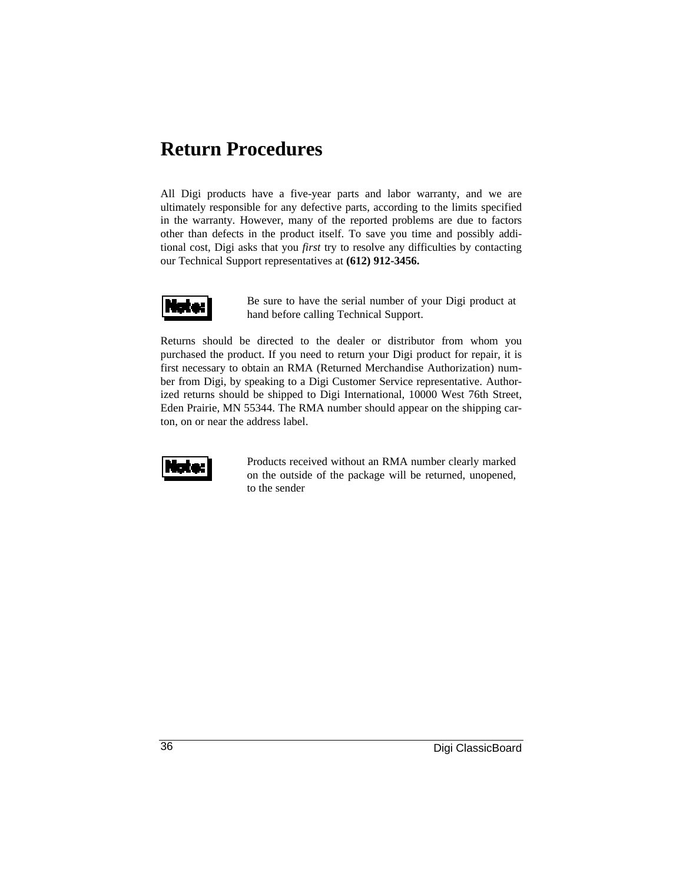# Return Procedures

All Digi products have a five-year parts and labor warranty, and we are ultimately responsible for any defective parts, according to the limits specified in the warranty. However, many of the reported problems are due to factors other than defects in the product itself. To save you time and possibly additional cost, Digi asks that you *first* try to resolve any difficulties by contacting our Technical Support representatives at **(612) 912-3456.**

**Note:** Be sure to have the serial number of your Digi product at hand before calling Technical Support.

Returns should be directed to the dealer or distributor from whom you purchased the product. If you need to return your Digi product for repair, it is first necessary to obtain an RMA (Returned Merchandise Authorization) number from Digi, by speaking to a Digi Customer Service representative. Authorized returns should be shipped to Digi International, 10000 West 76th Street, Eden Prairie, MN 55344. The RMA number should appear on the shipping carton, on or near the address label.

**Note:** Products received without an RMA number clearly marked on the outside of the package will be returned, unopened, to the sender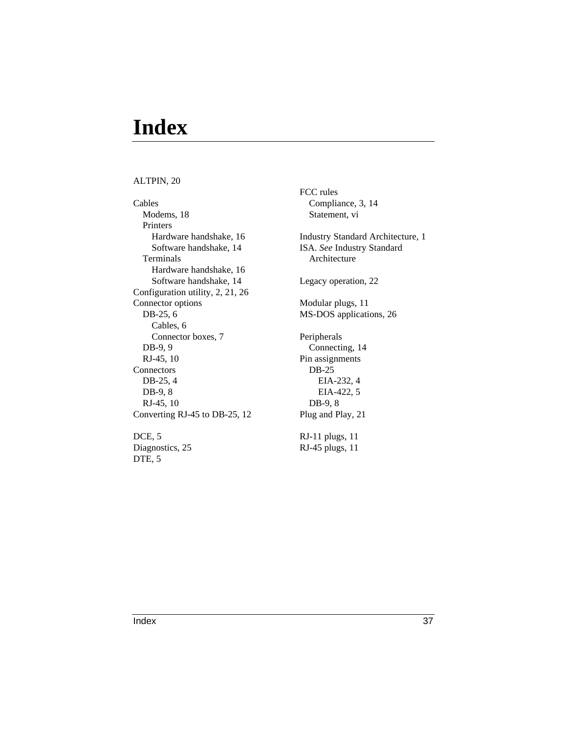# Index

ALTPIN, 20

Cables
- Modems, 18
- Printers
  - Hardware handshake, 16
  - Software handshake, 14
- Terminals
  - Hardware handshake, 16
  - Software handshake, 14

Configuration utility, 2, 21, 26

Connector options
- DB-25, 6
  - Cables, 6
  - Connector boxes, 7
- DB-9, 9
- RJ-45, 10

Connectors
- DB-25, 4
- DB-9, 8
- RJ-45, 10

Converting RJ-45 to DB-25, 12

DCE, 5

Diagnostics, 25

DTE, 5

FCC rules
- Compliance, 3, 14
- Statement, vi

Industry Standard Architecture, 1

ISA. *See* Industry Standard Architecture

Legacy operation, 22

Modular plugs, 11

MS-DOS applications, 26

Peripherals
- Connecting, 14

Pin assignments
- DB-25
  - EIA-232, 4
  - EIA-422, 5
- DB-9, 8

Plug and Play, 21

RJ-11 plugs, 11

RJ-45 plugs, 11